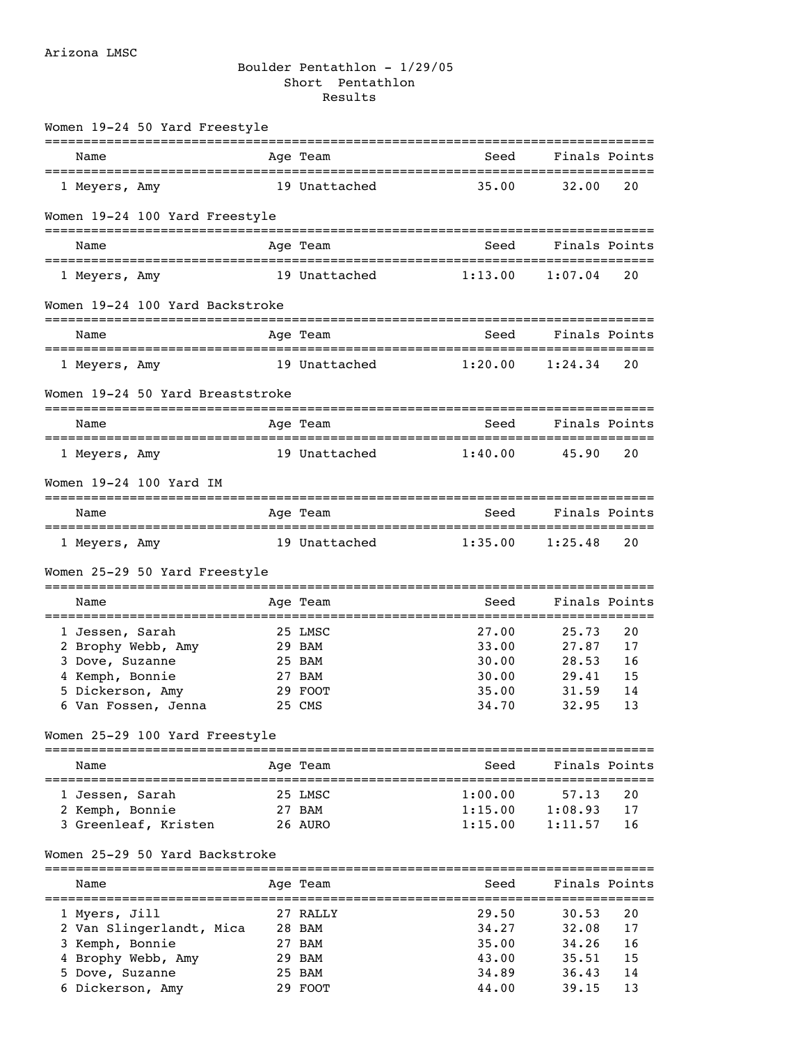Arizona LMSC

# Boulder Pentathlon - 1/29/05

## Short Pentathlon

## Results

### Women 19-24 50 Yard Freestyle

| | Name | Age | Team | Seed | Finals | Points |
|---|---|---|---|---|---|---|
| 1 | Meyers, Amy | 19 | Unattached | 35.00 | 32.00 | 20 |

### Women 19-24 100 Yard Freestyle

| | Name | Age | Team | Seed | Finals | Points |
|---|---|---|---|---|---|---|
| 1 | Meyers, Amy | 19 | Unattached | 1:13.00 | 1:07.04 | 20 |

### Women 19-24 100 Yard Backstroke

| | Name | Age | Team | Seed | Finals | Points |
|---|---|---|---|---|---|---|
| 1 | Meyers, Amy | 19 | Unattached | 1:20.00 | 1:24.34 | 20 |

### Women 19-24 50 Yard Breaststroke

| | Name | Age | Team | Seed | Finals | Points |
|---|---|---|---|---|---|---|
| 1 | Meyers, Amy | 19 | Unattached | 1:40.00 | 45.90 | 20 |

### Women 19-24 100 Yard IM

| | Name | Age | Team | Seed | Finals | Points |
|---|---|---|---|---|---|---|
| 1 | Meyers, Amy | 19 | Unattached | 1:35.00 | 1:25.48 | 20 |

### Women 25-29 50 Yard Freestyle

| | Name | Age | Team | Seed | Finals | Points |
|---|---|---|---|---|---|---|
| 1 | Jessen, Sarah | 25 | LMSC | 27.00 | 25.73 | 20 |
| 2 | Brophy Webb, Amy | 29 | BAM | 33.00 | 27.87 | 17 |
| 3 | Dove, Suzanne | 25 | BAM | 30.00 | 28.53 | 16 |
| 4 | Kemph, Bonnie | 27 | BAM | 30.00 | 29.41 | 15 |
| 5 | Dickerson, Amy | 29 | FOOT | 35.00 | 31.59 | 14 |
| 6 | Van Fossen, Jenna | 25 | CMS | 34.70 | 32.95 | 13 |

### Women 25-29 100 Yard Freestyle

| | Name | Age | Team | Seed | Finals | Points |
|---|---|---|---|---|---|---|
| 1 | Jessen, Sarah | 25 | LMSC | 1:00.00 | 57.13 | 20 |
| 2 | Kemph, Bonnie | 27 | BAM | 1:15.00 | 1:08.93 | 17 |
| 3 | Greenleaf, Kristen | 26 | AURO | 1:15.00 | 1:11.57 | 16 |

### Women 25-29 50 Yard Backstroke

| | Name | Age | Team | Seed | Finals | Points |
|---|---|---|---|---|---|---|
| 1 | Myers, Jill | 27 | RALLY | 29.50 | 30.53 | 20 |
| 2 | Van Slingerlandt, Mica | 28 | BAM | 34.27 | 32.08 | 17 |
| 3 | Kemph, Bonnie | 27 | BAM | 35.00 | 34.26 | 16 |
| 4 | Brophy Webb, Amy | 29 | BAM | 43.00 | 35.51 | 15 |
| 5 | Dove, Suzanne | 25 | BAM | 34.89 | 36.43 | 14 |
| 6 | Dickerson, Amy | 29 | FOOT | 44.00 | 39.15 | 13 |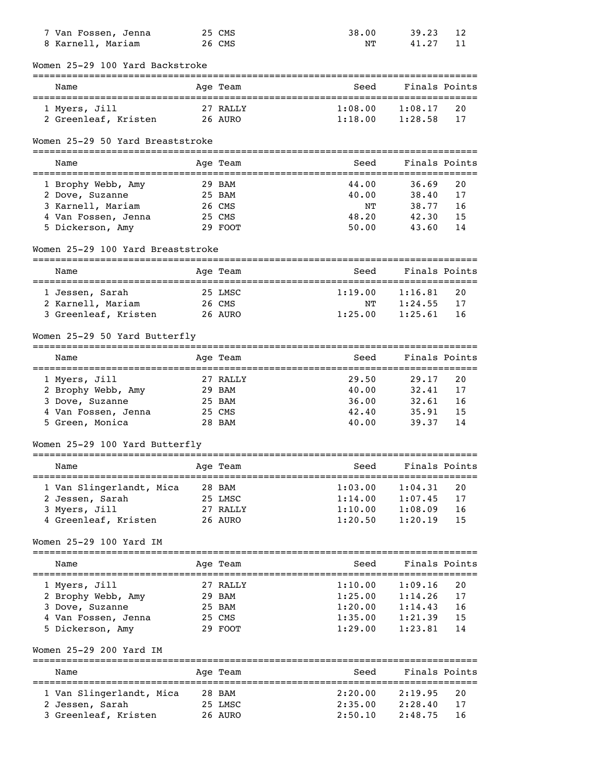| | Name | Age | Team | Seed | Finals | Points |
|---|---|---|---|---|---|---|
| 7 | Van Fossen, Jenna | 25 | CMS | 38.00 | 39.23 | 12 |
| 8 | Karnell, Mariam | 26 | CMS | NT | 41.27 | 11 |

### Women 25-29 100 Yard Backstroke

| | Name | Age | Team | Seed | Finals | Points |
|---|---|---|---|---|---|---|
| 1 | Myers, Jill | 27 | RALLY | 1:08.00 | 1:08.17 | 20 |
| 2 | Greenleaf, Kristen | 26 | AURO | 1:18.00 | 1:28.58 | 17 |

### Women 25-29 50 Yard Breaststroke

| | Name | Age | Team | Seed | Finals | Points |
|---|---|---|---|---|---|---|
| 1 | Brophy Webb, Amy | 29 | BAM | 44.00 | 36.69 | 20 |
| 2 | Dove, Suzanne | 25 | BAM | 40.00 | 38.40 | 17 |
| 3 | Karnell, Mariam | 26 | CMS | NT | 38.77 | 16 |
| 4 | Van Fossen, Jenna | 25 | CMS | 48.20 | 42.30 | 15 |
| 5 | Dickerson, Amy | 29 | FOOT | 50.00 | 43.60 | 14 |

### Women 25-29 100 Yard Breaststroke

| | Name | Age | Team | Seed | Finals | Points |
|---|---|---|---|---|---|---|
| 1 | Jessen, Sarah | 25 | LMSC | 1:19.00 | 1:16.81 | 20 |
| 2 | Karnell, Mariam | 26 | CMS | NT | 1:24.55 | 17 |
| 3 | Greenleaf, Kristen | 26 | AURO | 1:25.00 | 1:25.61 | 16 |

### Women 25-29 50 Yard Butterfly

| | Name | Age | Team | Seed | Finals | Points |
|---|---|---|---|---|---|---|
| 1 | Myers, Jill | 27 | RALLY | 29.50 | 29.17 | 20 |
| 2 | Brophy Webb, Amy | 29 | BAM | 40.00 | 32.41 | 17 |
| 3 | Dove, Suzanne | 25 | BAM | 36.00 | 32.61 | 16 |
| 4 | Van Fossen, Jenna | 25 | CMS | 42.40 | 35.91 | 15 |
| 5 | Green, Monica | 28 | BAM | 40.00 | 39.37 | 14 |

### Women 25-29 100 Yard Butterfly

| | Name | Age | Team | Seed | Finals | Points |
|---|---|---|---|---|---|---|
| 1 | Van Slingerlandt, Mica | 28 | BAM | 1:03.00 | 1:04.31 | 20 |
| 2 | Jessen, Sarah | 25 | LMSC | 1:14.00 | 1:07.45 | 17 |
| 3 | Myers, Jill | 27 | RALLY | 1:10.00 | 1:08.09 | 16 |
| 4 | Greenleaf, Kristen | 26 | AURO | 1:20.50 | 1:20.19 | 15 |

### Women 25-29 100 Yard IM

| | Name | Age | Team | Seed | Finals | Points |
|---|---|---|---|---|---|---|
| 1 | Myers, Jill | 27 | RALLY | 1:10.00 | 1:09.16 | 20 |
| 2 | Brophy Webb, Amy | 29 | BAM | 1:25.00 | 1:14.26 | 17 |
| 3 | Dove, Suzanne | 25 | BAM | 1:20.00 | 1:14.43 | 16 |
| 4 | Van Fossen, Jenna | 25 | CMS | 1:35.00 | 1:21.39 | 15 |
| 5 | Dickerson, Amy | 29 | FOOT | 1:29.00 | 1:23.81 | 14 |

### Women 25-29 200 Yard IM

| | Name | Age | Team | Seed | Finals | Points |
|---|---|---|---|---|---|---|
| 1 | Van Slingerlandt, Mica | 28 | BAM | 2:20.00 | 2:19.95 | 20 |
| 2 | Jessen, Sarah | 25 | LMSC | 2:35.00 | 2:28.40 | 17 |
| 3 | Greenleaf, Kristen | 26 | AURO | 2:50.10 | 2:48.75 | 16 |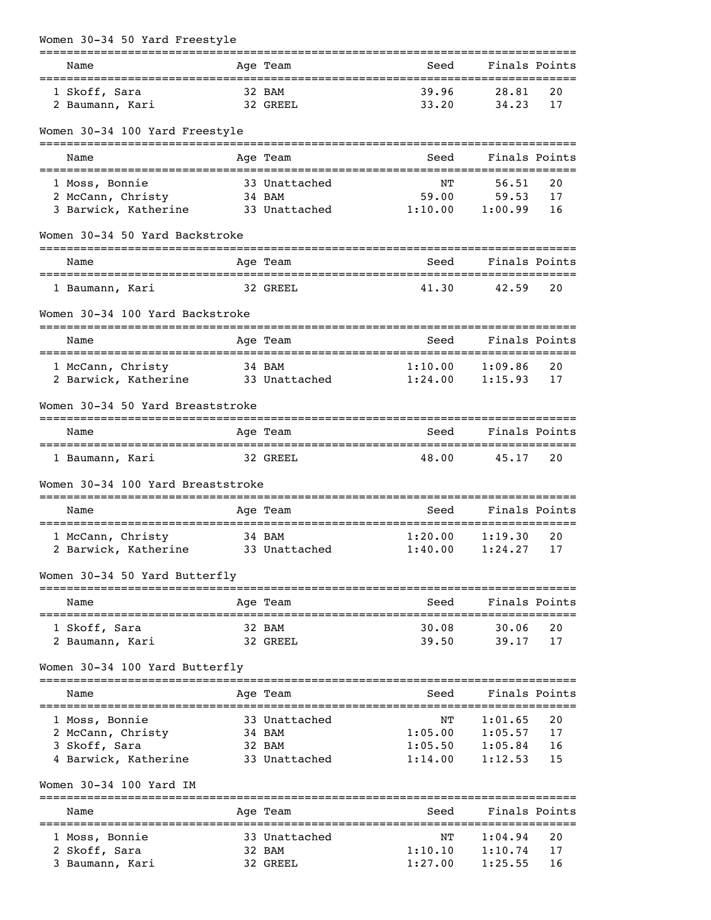## Women 30-34 50 Yard Freestyle

| | Name | Age | Team | Seed | Finals | Points |
|---|---|---|---|---|---|---|
| 1 | Skoff, Sara | 32 | BAM | 39.96 | 28.81 | 20 |
| 2 | Baumann, Kari | 32 | GREEL | 33.20 | 34.23 | 17 |

## Women 30-34 100 Yard Freestyle

| | Name | Age | Team | Seed | Finals | Points |
|---|---|---|---|---|---|---|
| 1 | Moss, Bonnie | 33 | Unattached | NT | 56.51 | 20 |
| 2 | McCann, Christy | 34 | BAM | 59.00 | 59.53 | 17 |
| 3 | Barwick, Katherine | 33 | Unattached | 1:10.00 | 1:00.99 | 16 |

## Women 30-34 50 Yard Backstroke

| | Name | Age | Team | Seed | Finals | Points |
|---|---|---|---|---|---|---|
| 1 | Baumann, Kari | 32 | GREEL | 41.30 | 42.59 | 20 |

## Women 30-34 100 Yard Backstroke

| | Name | Age | Team | Seed | Finals | Points |
|---|---|---|---|---|---|---|
| 1 | McCann, Christy | 34 | BAM | 1:10.00 | 1:09.86 | 20 |
| 2 | Barwick, Katherine | 33 | Unattached | 1:24.00 | 1:15.93 | 17 |

## Women 30-34 50 Yard Breaststroke

| | Name | Age | Team | Seed | Finals | Points |
|---|---|---|---|---|---|---|
| 1 | Baumann, Kari | 32 | GREEL | 48.00 | 45.17 | 20 |

## Women 30-34 100 Yard Breaststroke

| | Name | Age | Team | Seed | Finals | Points |
|---|---|---|---|---|---|---|
| 1 | McCann, Christy | 34 | BAM | 1:20.00 | 1:19.30 | 20 |
| 2 | Barwick, Katherine | 33 | Unattached | 1:40.00 | 1:24.27 | 17 |

## Women 30-34 50 Yard Butterfly

| | Name | Age | Team | Seed | Finals | Points |
|---|---|---|---|---|---|---|
| 1 | Skoff, Sara | 32 | BAM | 30.08 | 30.06 | 20 |
| 2 | Baumann, Kari | 32 | GREEL | 39.50 | 39.17 | 17 |

## Women 30-34 100 Yard Butterfly

| | Name | Age | Team | Seed | Finals | Points |
|---|---|---|---|---|---|---|
| 1 | Moss, Bonnie | 33 | Unattached | NT | 1:01.65 | 20 |
| 2 | McCann, Christy | 34 | BAM | 1:05.00 | 1:05.57 | 17 |
| 3 | Skoff, Sara | 32 | BAM | 1:05.50 | 1:05.84 | 16 |
| 4 | Barwick, Katherine | 33 | Unattached | 1:14.00 | 1:12.53 | 15 |

## Women 30-34 100 Yard IM

| | Name | Age | Team | Seed | Finals | Points |
|---|---|---|---|---|---|---|
| 1 | Moss, Bonnie | 33 | Unattached | NT | 1:04.94 | 20 |
| 2 | Skoff, Sara | 32 | BAM | 1:10.10 | 1:10.74 | 17 |
| 3 | Baumann, Kari | 32 | GREEL | 1:27.00 | 1:25.55 | 16 |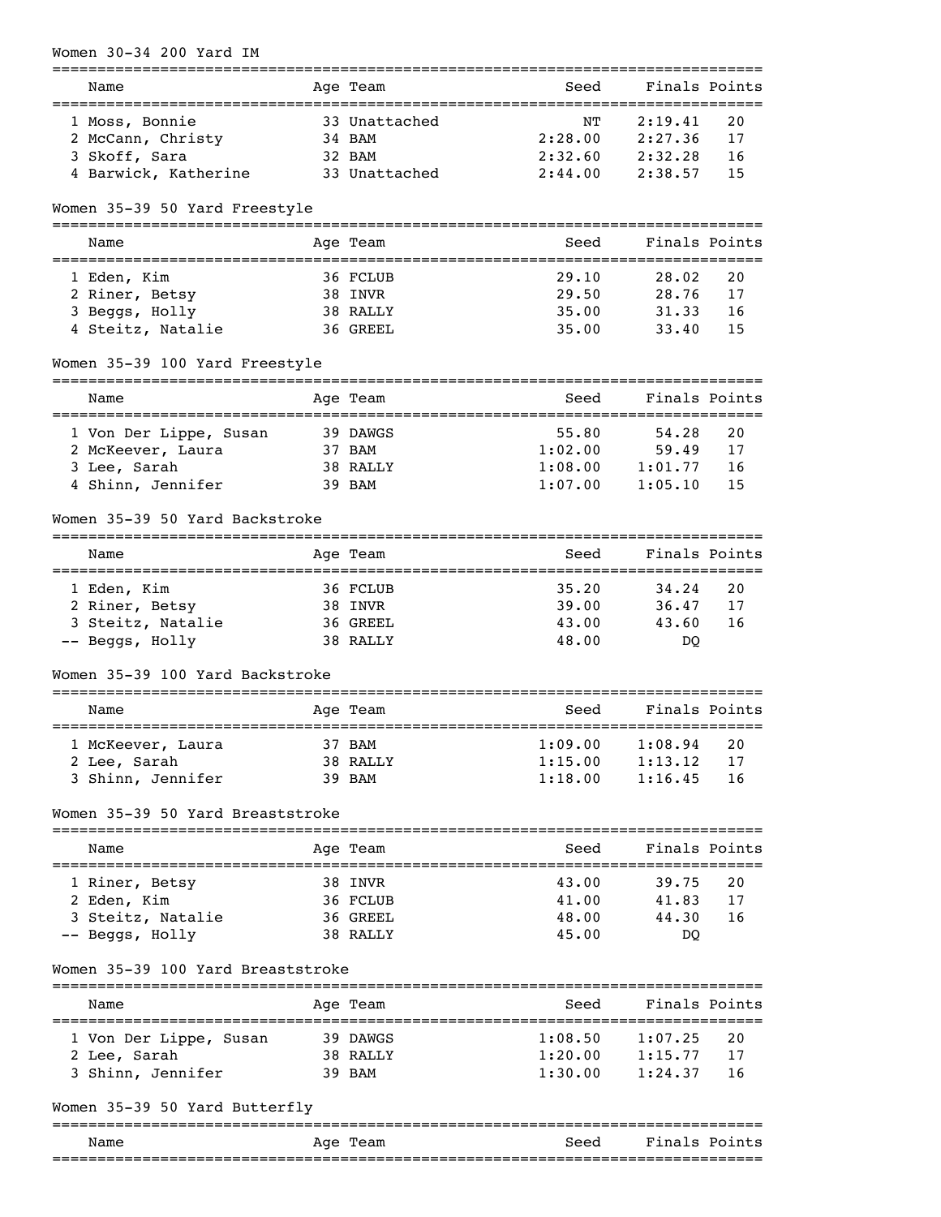## Women 30-34 200 Yard IM

| | Name | Age | Team | Seed | Finals | Points |
|---|---|---|---|---|---|---|
| 1 | Moss, Bonnie | 33 | Unattached | NT | 2:19.41 | 20 |
| 2 | McCann, Christy | 34 | BAM | 2:28.00 | 2:27.36 | 17 |
| 3 | Skoff, Sara | 32 | BAM | 2:32.60 | 2:32.28 | 16 |
| 4 | Barwick, Katherine | 33 | Unattached | 2:44.00 | 2:38.57 | 15 |

## Women 35-39 50 Yard Freestyle

| | Name | Age | Team | Seed | Finals | Points |
|---|---|---|---|---|---|---|
| 1 | Eden, Kim | 36 | FCLUB | 29.10 | 28.02 | 20 |
| 2 | Riner, Betsy | 38 | INVR | 29.50 | 28.76 | 17 |
| 3 | Beggs, Holly | 38 | RALLY | 35.00 | 31.33 | 16 |
| 4 | Steitz, Natalie | 36 | GREEL | 35.00 | 33.40 | 15 |

## Women 35-39 100 Yard Freestyle

| | Name | Age | Team | Seed | Finals | Points |
|---|---|---|---|---|---|---|
| 1 | Von Der Lippe, Susan | 39 | DAWGS | 55.80 | 54.28 | 20 |
| 2 | McKeever, Laura | 37 | BAM | 1:02.00 | 59.49 | 17 |
| 3 | Lee, Sarah | 38 | RALLY | 1:08.00 | 1:01.77 | 16 |
| 4 | Shinn, Jennifer | 39 | BAM | 1:07.00 | 1:05.10 | 15 |

## Women 35-39 50 Yard Backstroke

| | Name | Age | Team | Seed | Finals | Points |
|---|---|---|---|---|---|---|
| 1 | Eden, Kim | 36 | FCLUB | 35.20 | 34.24 | 20 |
| 2 | Riner, Betsy | 38 | INVR | 39.00 | 36.47 | 17 |
| 3 | Steitz, Natalie | 36 | GREEL | 43.00 | 43.60 | 16 |
| -- | Beggs, Holly | 38 | RALLY | 48.00 | DQ | |

## Women 35-39 100 Yard Backstroke

| | Name | Age | Team | Seed | Finals | Points |
|---|---|---|---|---|---|---|
| 1 | McKeever, Laura | 37 | BAM | 1:09.00 | 1:08.94 | 20 |
| 2 | Lee, Sarah | 38 | RALLY | 1:15.00 | 1:13.12 | 17 |
| 3 | Shinn, Jennifer | 39 | BAM | 1:18.00 | 1:16.45 | 16 |

## Women 35-39 50 Yard Breaststroke

| | Name | Age | Team | Seed | Finals | Points |
|---|---|---|---|---|---|---|
| 1 | Riner, Betsy | 38 | INVR | 43.00 | 39.75 | 20 |
| 2 | Eden, Kim | 36 | FCLUB | 41.00 | 41.83 | 17 |
| 3 | Steitz, Natalie | 36 | GREEL | 48.00 | 44.30 | 16 |
| -- | Beggs, Holly | 38 | RALLY | 45.00 | DQ | |

## Women 35-39 100 Yard Breaststroke

| | Name | Age | Team | Seed | Finals | Points |
|---|---|---|---|---|---|---|
| 1 | Von Der Lippe, Susan | 39 | DAWGS | 1:08.50 | 1:07.25 | 20 |
| 2 | Lee, Sarah | 38 | RALLY | 1:20.00 | 1:15.77 | 17 |
| 3 | Shinn, Jennifer | 39 | BAM | 1:30.00 | 1:24.37 | 16 |

## Women 35-39 50 Yard Butterfly

| | Name | Age | Team | Seed | Finals | Points |
|---|---|---|---|---|---|---|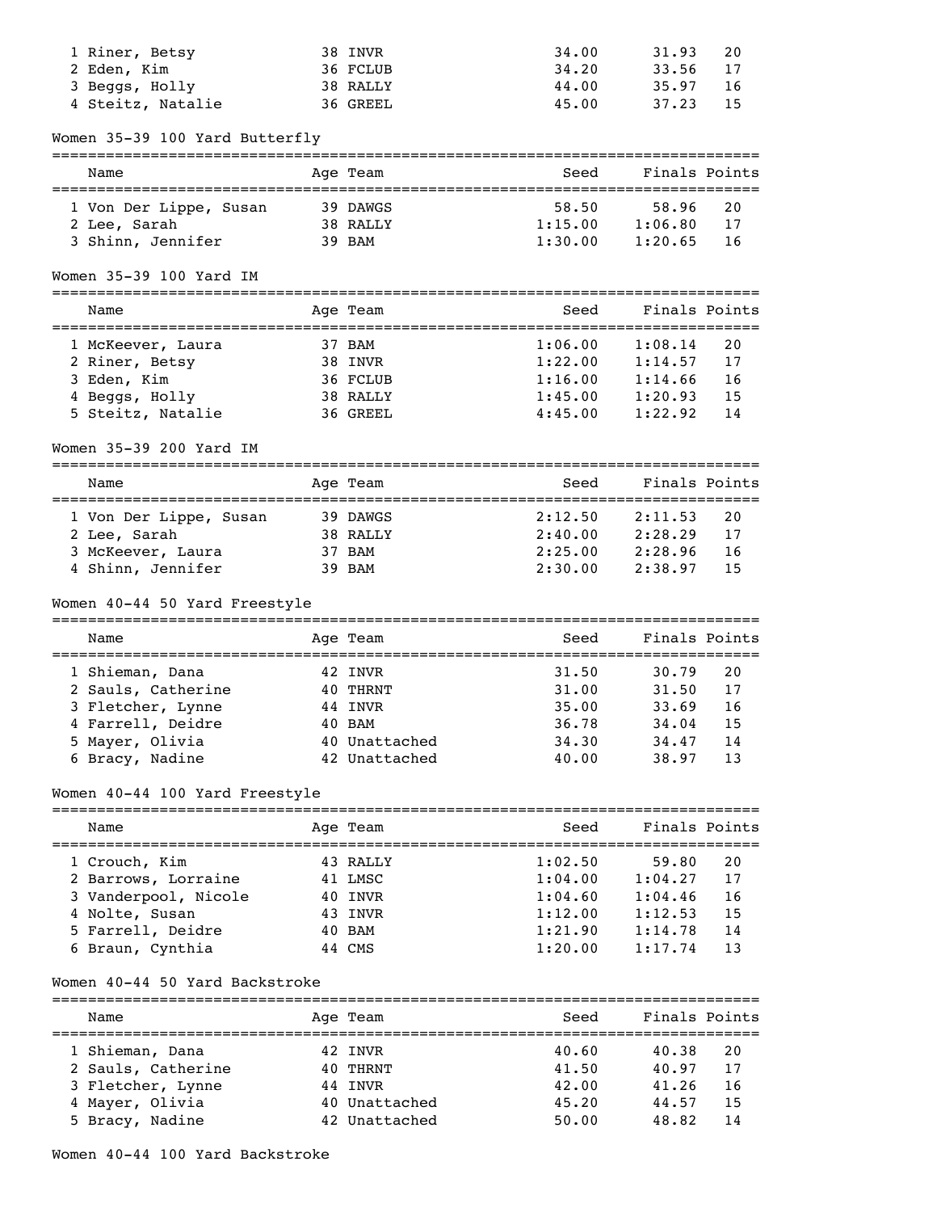| Name | Age | Team | Seed | Finals | Points |
|---|---|---|---|---|---|
| 1 Riner, Betsy | 38 | INVR | 34.00 | 31.93 | 20 |
| 2 Eden, Kim | 36 | FCLUB | 34.20 | 33.56 | 17 |
| 3 Beggs, Holly | 38 | RALLY | 44.00 | 35.97 | 16 |
| 4 Steitz, Natalie | 36 | GREEL | 45.00 | 37.23 | 15 |

## Women 35-39 100 Yard Butterfly

| Name | Age | Team | Seed | Finals | Points |
|---|---|---|---|---|---|
| 1 Von Der Lippe, Susan | 39 | DAWGS | 58.50 | 58.96 | 20 |
| 2 Lee, Sarah | 38 | RALLY | 1:15.00 | 1:06.80 | 17 |
| 3 Shinn, Jennifer | 39 | BAM | 1:30.00 | 1:20.65 | 16 |

## Women 35-39 100 Yard IM

| Name | Age | Team | Seed | Finals | Points |
|---|---|---|---|---|---|
| 1 McKeever, Laura | 37 | BAM | 1:06.00 | 1:08.14 | 20 |
| 2 Riner, Betsy | 38 | INVR | 1:22.00 | 1:14.57 | 17 |
| 3 Eden, Kim | 36 | FCLUB | 1:16.00 | 1:14.66 | 16 |
| 4 Beggs, Holly | 38 | RALLY | 1:45.00 | 1:20.93 | 15 |
| 5 Steitz, Natalie | 36 | GREEL | 4:45.00 | 1:22.92 | 14 |

## Women 35-39 200 Yard IM

| Name | Age | Team | Seed | Finals | Points |
|---|---|---|---|---|---|
| 1 Von Der Lippe, Susan | 39 | DAWGS | 2:12.50 | 2:11.53 | 20 |
| 2 Lee, Sarah | 38 | RALLY | 2:40.00 | 2:28.29 | 17 |
| 3 McKeever, Laura | 37 | BAM | 2:25.00 | 2:28.96 | 16 |
| 4 Shinn, Jennifer | 39 | BAM | 2:30.00 | 2:38.97 | 15 |

## Women 40-44 50 Yard Freestyle

| Name | Age | Team | Seed | Finals | Points |
|---|---|---|---|---|---|
| 1 Shieman, Dana | 42 | INVR | 31.50 | 30.79 | 20 |
| 2 Sauls, Catherine | 40 | THRNT | 31.00 | 31.50 | 17 |
| 3 Fletcher, Lynne | 44 | INVR | 35.00 | 33.69 | 16 |
| 4 Farrell, Deidre | 40 | BAM | 36.78 | 34.04 | 15 |
| 5 Mayer, Olivia | 40 | Unattached | 34.30 | 34.47 | 14 |
| 6 Bracy, Nadine | 42 | Unattached | 40.00 | 38.97 | 13 |

## Women 40-44 100 Yard Freestyle

| Name | Age | Team | Seed | Finals | Points |
|---|---|---|---|---|---|
| 1 Crouch, Kim | 43 | RALLY | 1:02.50 | 59.80 | 20 |
| 2 Barrows, Lorraine | 41 | LMSC | 1:04.00 | 1:04.27 | 17 |
| 3 Vanderpool, Nicole | 40 | INVR | 1:04.60 | 1:04.46 | 16 |
| 4 Nolte, Susan | 43 | INVR | 1:12.00 | 1:12.53 | 15 |
| 5 Farrell, Deidre | 40 | BAM | 1:21.90 | 1:14.78 | 14 |
| 6 Braun, Cynthia | 44 | CMS | 1:20.00 | 1:17.74 | 13 |

## Women 40-44 50 Yard Backstroke

| Name | Age | Team | Seed | Finals | Points |
|---|---|---|---|---|---|
| 1 Shieman, Dana | 42 | INVR | 40.60 | 40.38 | 20 |
| 2 Sauls, Catherine | 40 | THRNT | 41.50 | 40.97 | 17 |
| 3 Fletcher, Lynne | 44 | INVR | 42.00 | 41.26 | 16 |
| 4 Mayer, Olivia | 40 | Unattached | 45.20 | 44.57 | 15 |
| 5 Bracy, Nadine | 42 | Unattached | 50.00 | 48.82 | 14 |

## Women 40-44 100 Yard Backstroke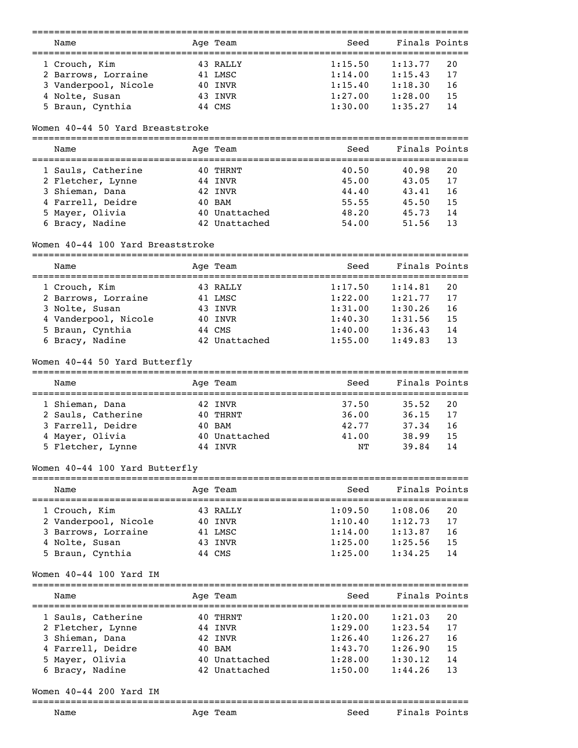| Name | Age | Team | Seed | Finals | Points |
|---|---|---|---|---|---|
| 1 Crouch, Kim | 43 | RALLY | 1:15.50 | 1:13.77 | 20 |
| 2 Barrows, Lorraine | 41 | LMSC | 1:14.00 | 1:15.43 | 17 |
| 3 Vanderpool, Nicole | 40 | INVR | 1:15.40 | 1:18.30 | 16 |
| 4 Nolte, Susan | 43 | INVR | 1:27.00 | 1:28.00 | 15 |
| 5 Braun, Cynthia | 44 | CMS | 1:30.00 | 1:35.27 | 14 |

### Women 40-44 50 Yard Breaststroke

| Name | Age | Team | Seed | Finals | Points |
|---|---|---|---|---|---|
| 1 Sauls, Catherine | 40 | THRNT | 40.50 | 40.98 | 20 |
| 2 Fletcher, Lynne | 44 | INVR | 45.00 | 43.05 | 17 |
| 3 Shieman, Dana | 42 | INVR | 44.40 | 43.41 | 16 |
| 4 Farrell, Deidre | 40 | BAM | 55.55 | 45.50 | 15 |
| 5 Mayer, Olivia | 40 | Unattached | 48.20 | 45.73 | 14 |
| 6 Bracy, Nadine | 42 | Unattached | 54.00 | 51.56 | 13 |

### Women 40-44 100 Yard Breaststroke

| Name | Age | Team | Seed | Finals | Points |
|---|---|---|---|---|---|
| 1 Crouch, Kim | 43 | RALLY | 1:17.50 | 1:14.81 | 20 |
| 2 Barrows, Lorraine | 41 | LMSC | 1:22.00 | 1:21.77 | 17 |
| 3 Nolte, Susan | 43 | INVR | 1:31.00 | 1:30.26 | 16 |
| 4 Vanderpool, Nicole | 40 | INVR | 1:40.30 | 1:31.56 | 15 |
| 5 Braun, Cynthia | 44 | CMS | 1:40.00 | 1:36.43 | 14 |
| 6 Bracy, Nadine | 42 | Unattached | 1:55.00 | 1:49.83 | 13 |

### Women 40-44 50 Yard Butterfly

| Name | Age | Team | Seed | Finals | Points |
|---|---|---|---|---|---|
| 1 Shieman, Dana | 42 | INVR | 37.50 | 35.52 | 20 |
| 2 Sauls, Catherine | 40 | THRNT | 36.00 | 36.15 | 17 |
| 3 Farrell, Deidre | 40 | BAM | 42.77 | 37.34 | 16 |
| 4 Mayer, Olivia | 40 | Unattached | 41.00 | 38.99 | 15 |
| 5 Fletcher, Lynne | 44 | INVR | NT | 39.84 | 14 |

### Women 40-44 100 Yard Butterfly

| Name | Age | Team | Seed | Finals | Points |
|---|---|---|---|---|---|
| 1 Crouch, Kim | 43 | RALLY | 1:09.50 | 1:08.06 | 20 |
| 2 Vanderpool, Nicole | 40 | INVR | 1:10.40 | 1:12.73 | 17 |
| 3 Barrows, Lorraine | 41 | LMSC | 1:14.00 | 1:13.87 | 16 |
| 4 Nolte, Susan | 43 | INVR | 1:25.00 | 1:25.56 | 15 |
| 5 Braun, Cynthia | 44 | CMS | 1:25.00 | 1:34.25 | 14 |

### Women 40-44 100 Yard IM

| Name | Age | Team | Seed | Finals | Points |
|---|---|---|---|---|---|
| 1 Sauls, Catherine | 40 | THRNT | 1:20.00 | 1:21.03 | 20 |
| 2 Fletcher, Lynne | 44 | INVR | 1:29.00 | 1:23.54 | 17 |
| 3 Shieman, Dana | 42 | INVR | 1:26.40 | 1:26.27 | 16 |
| 4 Farrell, Deidre | 40 | BAM | 1:43.70 | 1:26.90 | 15 |
| 5 Mayer, Olivia | 40 | Unattached | 1:28.00 | 1:30.12 | 14 |
| 6 Bracy, Nadine | 42 | Unattached | 1:50.00 | 1:44.26 | 13 |

### Women 40-44 200 Yard IM

| Name | Age | Team | Seed | Finals | Points |
|---|---|---|---|---|---|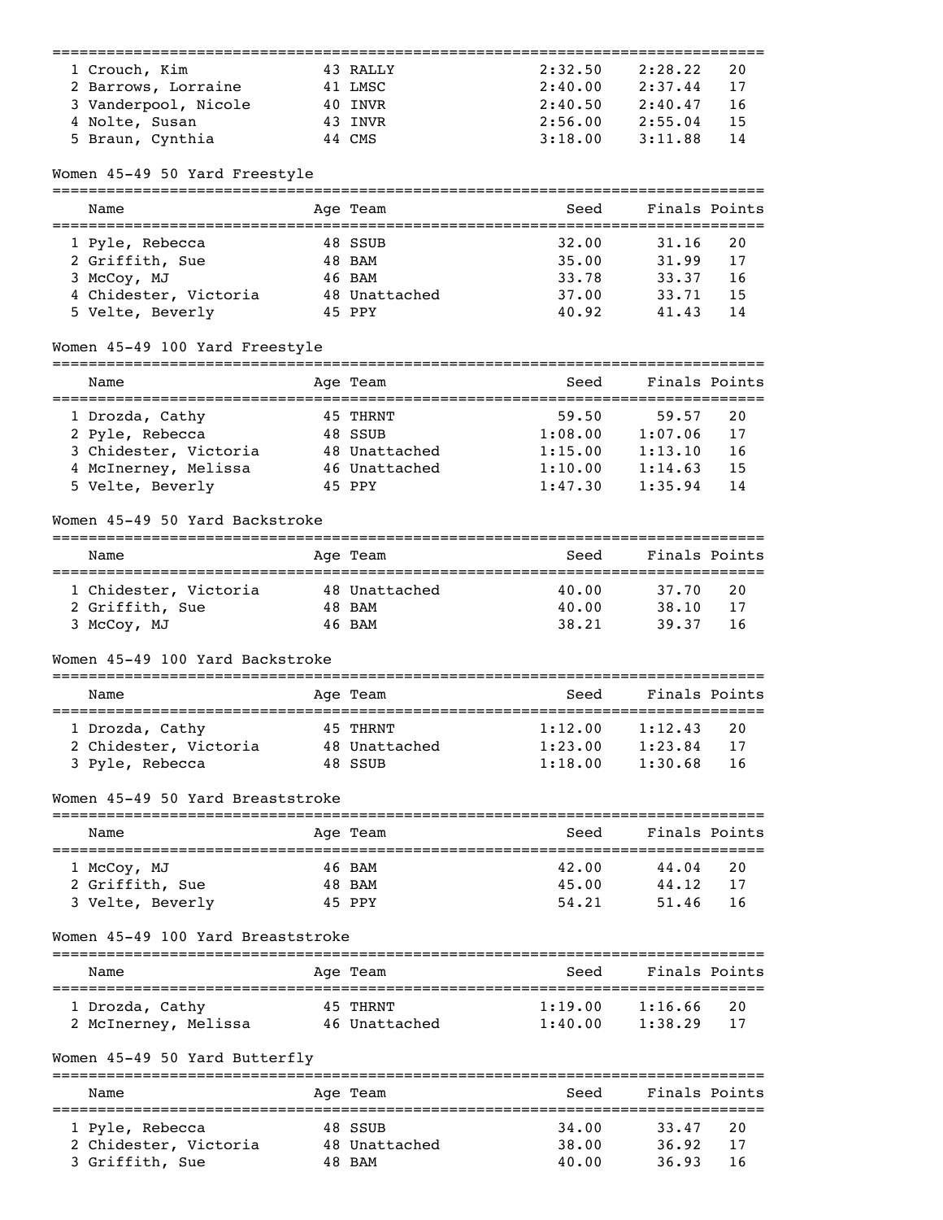| Name | Age | Team | Seed | Finals | Points |
|---|---|---|---|---|---|
| 1 Crouch, Kim | 43 | RALLY | 2:32.50 | 2:28.22 | 20 |
| 2 Barrows, Lorraine | 41 | LMSC | 2:40.00 | 2:37.44 | 17 |
| 3 Vanderpool, Nicole | 40 | INVR | 2:40.50 | 2:40.47 | 16 |
| 4 Nolte, Susan | 43 | INVR | 2:56.00 | 2:55.04 | 15 |
| 5 Braun, Cynthia | 44 | CMS | 3:18.00 | 3:11.88 | 14 |

Women 45-49 50 Yard Freestyle

| Name | Age | Team | Seed | Finals | Points |
|---|---|---|---|---|---|
| 1 Pyle, Rebecca | 48 | SSUB | 32.00 | 31.16 | 20 |
| 2 Griffith, Sue | 48 | BAM | 35.00 | 31.99 | 17 |
| 3 McCoy, MJ | 46 | BAM | 33.78 | 33.37 | 16 |
| 4 Chidester, Victoria | 48 | Unattached | 37.00 | 33.71 | 15 |
| 5 Velte, Beverly | 45 | PPY | 40.92 | 41.43 | 14 |

Women 45-49 100 Yard Freestyle

| Name | Age | Team | Seed | Finals | Points |
|---|---|---|---|---|---|
| 1 Drozda, Cathy | 45 | THRNT | 59.50 | 59.57 | 20 |
| 2 Pyle, Rebecca | 48 | SSUB | 1:08.00 | 1:07.06 | 17 |
| 3 Chidester, Victoria | 48 | Unattached | 1:15.00 | 1:13.10 | 16 |
| 4 McInerney, Melissa | 46 | Unattached | 1:10.00 | 1:14.63 | 15 |
| 5 Velte, Beverly | 45 | PPY | 1:47.30 | 1:35.94 | 14 |

Women 45-49 50 Yard Backstroke

| Name | Age | Team | Seed | Finals | Points |
|---|---|---|---|---|---|
| 1 Chidester, Victoria | 48 | Unattached | 40.00 | 37.70 | 20 |
| 2 Griffith, Sue | 48 | BAM | 40.00 | 38.10 | 17 |
| 3 McCoy, MJ | 46 | BAM | 38.21 | 39.37 | 16 |

Women 45-49 100 Yard Backstroke

| Name | Age | Team | Seed | Finals | Points |
|---|---|---|---|---|---|
| 1 Drozda, Cathy | 45 | THRNT | 1:12.00 | 1:12.43 | 20 |
| 2 Chidester, Victoria | 48 | Unattached | 1:23.00 | 1:23.84 | 17 |
| 3 Pyle, Rebecca | 48 | SSUB | 1:18.00 | 1:30.68 | 16 |

Women 45-49 50 Yard Breaststroke

| Name | Age | Team | Seed | Finals | Points |
|---|---|---|---|---|---|
| 1 McCoy, MJ | 46 | BAM | 42.00 | 44.04 | 20 |
| 2 Griffith, Sue | 48 | BAM | 45.00 | 44.12 | 17 |
| 3 Velte, Beverly | 45 | PPY | 54.21 | 51.46 | 16 |

Women 45-49 100 Yard Breaststroke

| Name | Age | Team | Seed | Finals | Points |
|---|---|---|---|---|---|
| 1 Drozda, Cathy | 45 | THRNT | 1:19.00 | 1:16.66 | 20 |
| 2 McInerney, Melissa | 46 | Unattached | 1:40.00 | 1:38.29 | 17 |

Women 45-49 50 Yard Butterfly

| Name | Age | Team | Seed | Finals | Points |
|---|---|---|---|---|---|
| 1 Pyle, Rebecca | 48 | SSUB | 34.00 | 33.47 | 20 |
| 2 Chidester, Victoria | 48 | Unattached | 38.00 | 36.92 | 17 |
| 3 Griffith, Sue | 48 | BAM | 40.00 | 36.93 | 16 |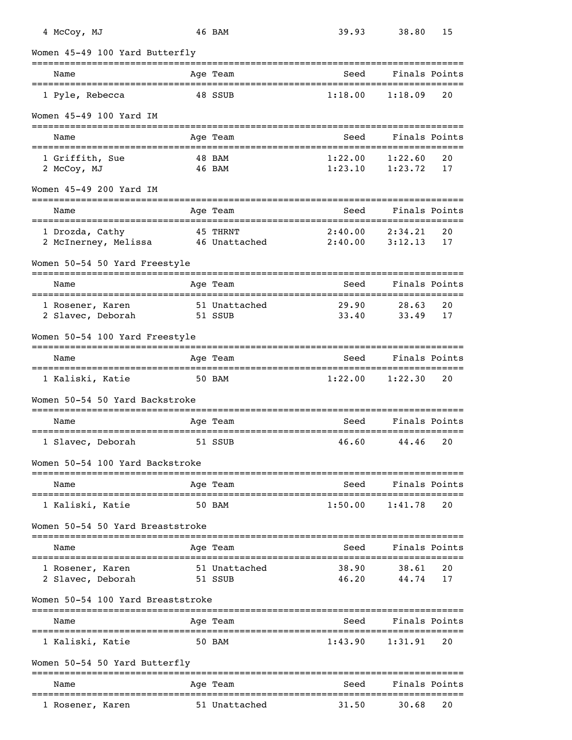| Name | Age | Team | Seed | Finals | Points |
|---|---|---|---|---|---|
| 4 McCoy, MJ | 46 | BAM | 39.93 | 38.80 | 15 |

### Women 45-49 100 Yard Butterfly

| Name | Age | Team | Seed | Finals | Points |
|---|---|---|---|---|---|
| 1 Pyle, Rebecca | 48 | SSUB | 1:18.00 | 1:18.09 | 20 |

### Women 45-49 100 Yard IM

| Name | Age | Team | Seed | Finals | Points |
|---|---|---|---|---|---|
| 1 Griffith, Sue | 48 | BAM | 1:22.00 | 1:22.60 | 20 |
| 2 McCoy, MJ | 46 | BAM | 1:23.10 | 1:23.72 | 17 |

### Women 45-49 200 Yard IM

| Name | Age | Team | Seed | Finals | Points |
|---|---|---|---|---|---|
| 1 Drozda, Cathy | 45 | THRNT | 2:40.00 | 2:34.21 | 20 |
| 2 McInerney, Melissa | 46 | Unattached | 2:40.00 | 3:12.13 | 17 |

### Women 50-54 50 Yard Freestyle

| Name | Age | Team | Seed | Finals | Points |
|---|---|---|---|---|---|
| 1 Rosener, Karen | 51 | Unattached | 29.90 | 28.63 | 20 |
| 2 Slavec, Deborah | 51 | SSUB | 33.40 | 33.49 | 17 |

### Women 50-54 100 Yard Freestyle

| Name | Age | Team | Seed | Finals | Points |
|---|---|---|---|---|---|
| 1 Kaliski, Katie | 50 | BAM | 1:22.00 | 1:22.30 | 20 |

### Women 50-54 50 Yard Backstroke

| Name | Age | Team | Seed | Finals | Points |
|---|---|---|---|---|---|
| 1 Slavec, Deborah | 51 | SSUB | 46.60 | 44.46 | 20 |

### Women 50-54 100 Yard Backstroke

| Name | Age | Team | Seed | Finals | Points |
|---|---|---|---|---|---|
| 1 Kaliski, Katie | 50 | BAM | 1:50.00 | 1:41.78 | 20 |

### Women 50-54 50 Yard Breaststroke

| Name | Age | Team | Seed | Finals | Points |
|---|---|---|---|---|---|
| 1 Rosener, Karen | 51 | Unattached | 38.90 | 38.61 | 20 |
| 2 Slavec, Deborah | 51 | SSUB | 46.20 | 44.74 | 17 |

### Women 50-54 100 Yard Breaststroke

| Name | Age | Team | Seed | Finals | Points |
|---|---|---|---|---|---|
| 1 Kaliski, Katie | 50 | BAM | 1:43.90 | 1:31.91 | 20 |

### Women 50-54 50 Yard Butterfly

| Name | Age | Team | Seed | Finals | Points |
|---|---|---|---|---|---|
| 1 Rosener, Karen | 51 | Unattached | 31.50 | 30.68 | 20 |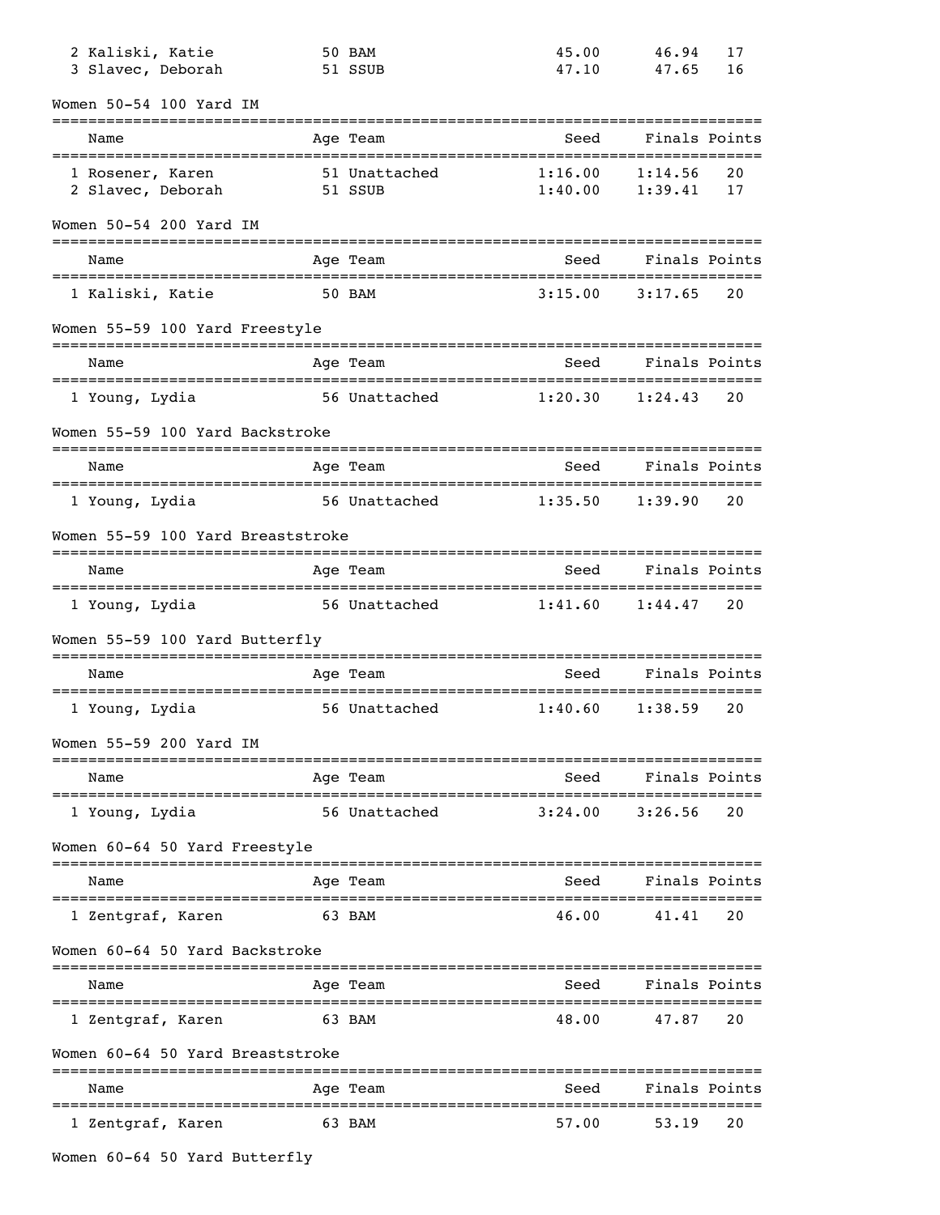| Name | Age | Team | Seed | Finals | Points |
|---|---|---|---|---|---|
| 2 Kaliski, Katie | 50 | BAM | 45.00 | 46.94 | 17 |
| 3 Slavec, Deborah | 51 | SSUB | 47.10 | 47.65 | 16 |

### Women 50-54 100 Yard IM

| Name | Age | Team | Seed | Finals | Points |
|---|---|---|---|---|---|
| 1 Rosener, Karen | 51 | Unattached | 1:16.00 | 1:14.56 | 20 |
| 2 Slavec, Deborah | 51 | SSUB | 1:40.00 | 1:39.41 | 17 |

### Women 50-54 200 Yard IM

| Name | Age | Team | Seed | Finals | Points |
|---|---|---|---|---|---|
| 1 Kaliski, Katie | 50 | BAM | 3:15.00 | 3:17.65 | 20 |

### Women 55-59 100 Yard Freestyle

| Name | Age | Team | Seed | Finals | Points |
|---|---|---|---|---|---|
| 1 Young, Lydia | 56 | Unattached | 1:20.30 | 1:24.43 | 20 |

### Women 55-59 100 Yard Backstroke

| Name | Age | Team | Seed | Finals | Points |
|---|---|---|---|---|---|
| 1 Young, Lydia | 56 | Unattached | 1:35.50 | 1:39.90 | 20 |

### Women 55-59 100 Yard Breaststroke

| Name | Age | Team | Seed | Finals | Points |
|---|---|---|---|---|---|
| 1 Young, Lydia | 56 | Unattached | 1:41.60 | 1:44.47 | 20 |

### Women 55-59 100 Yard Butterfly

| Name | Age | Team | Seed | Finals | Points |
|---|---|---|---|---|---|
| 1 Young, Lydia | 56 | Unattached | 1:40.60 | 1:38.59 | 20 |

### Women 55-59 200 Yard IM

| Name | Age | Team | Seed | Finals | Points |
|---|---|---|---|---|---|
| 1 Young, Lydia | 56 | Unattached | 3:24.00 | 3:26.56 | 20 |

### Women 60-64 50 Yard Freestyle

| Name | Age | Team | Seed | Finals | Points |
|---|---|---|---|---|---|
| 1 Zentgraf, Karen | 63 | BAM | 46.00 | 41.41 | 20 |

### Women 60-64 50 Yard Backstroke

| Name | Age | Team | Seed | Finals | Points |
|---|---|---|---|---|---|
| 1 Zentgraf, Karen | 63 | BAM | 48.00 | 47.87 | 20 |

### Women 60-64 50 Yard Breaststroke

| Name | Age | Team | Seed | Finals | Points |
|---|---|---|---|---|---|
| 1 Zentgraf, Karen | 63 | BAM | 57.00 | 53.19 | 20 |

### Women 60-64 50 Yard Butterfly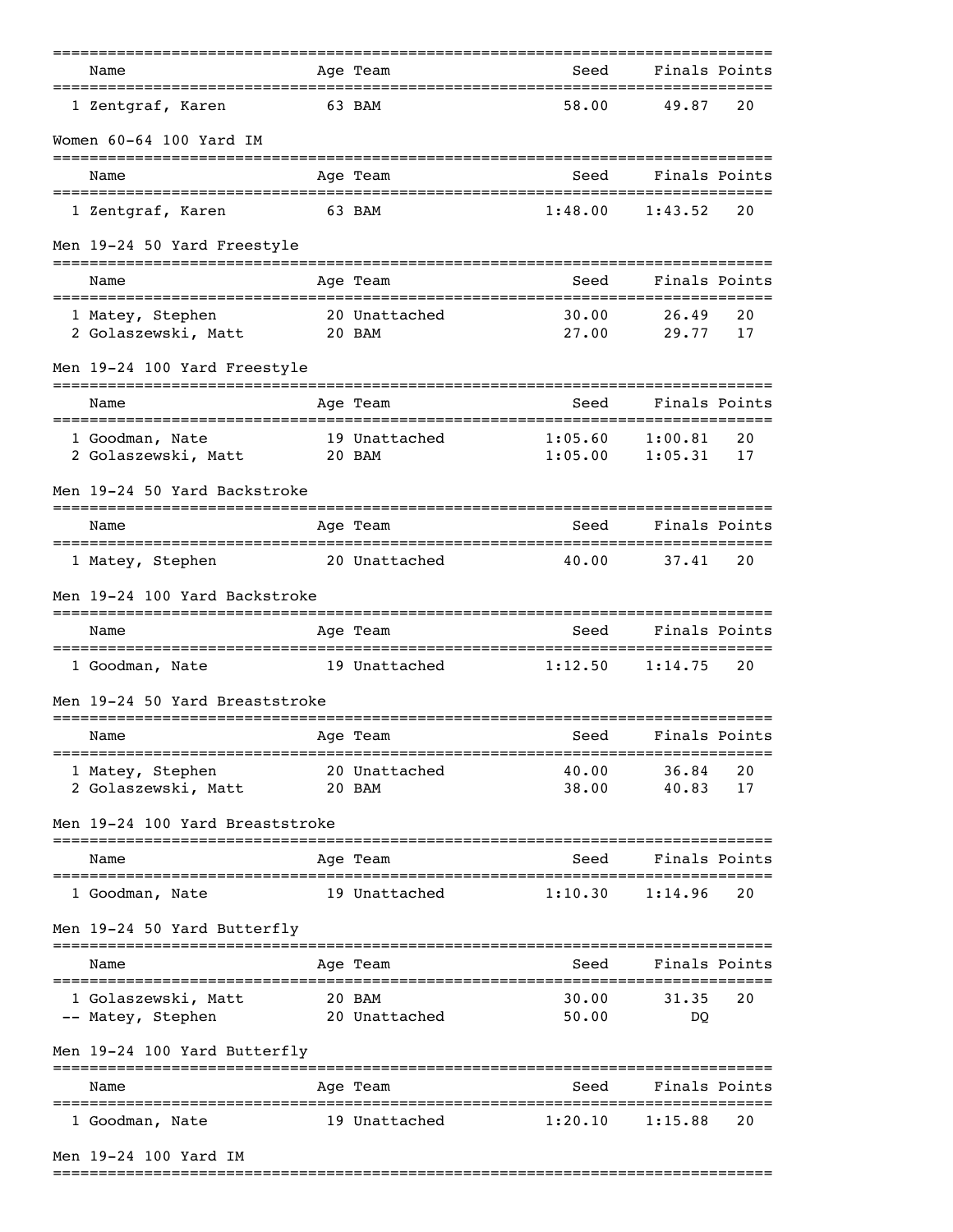| Name | Age | Team | Seed | Finals | Points |
|---|---|---|---|---|---|
| 1 Zentgraf, Karen | 63 | BAM | 58.00 | 49.87 | 20 |

## Women 60-64 100 Yard IM

| Name | Age | Team | Seed | Finals | Points |
|---|---|---|---|---|---|
| 1 Zentgraf, Karen | 63 | BAM | 1:48.00 | 1:43.52 | 20 |

## Men 19-24 50 Yard Freestyle

| Name | Age | Team | Seed | Finals | Points |
|---|---|---|---|---|---|
| 1 Matey, Stephen | 20 | Unattached | 30.00 | 26.49 | 20 |
| 2 Golaszewski, Matt | 20 | BAM | 27.00 | 29.77 | 17 |

## Men 19-24 100 Yard Freestyle

| Name | Age | Team | Seed | Finals | Points |
|---|---|---|---|---|---|
| 1 Goodman, Nate | 19 | Unattached | 1:05.60 | 1:00.81 | 20 |
| 2 Golaszewski, Matt | 20 | BAM | 1:05.00 | 1:05.31 | 17 |

## Men 19-24 50 Yard Backstroke

| Name | Age | Team | Seed | Finals | Points |
|---|---|---|---|---|---|
| 1 Matey, Stephen | 20 | Unattached | 40.00 | 37.41 | 20 |

## Men 19-24 100 Yard Backstroke

| Name | Age | Team | Seed | Finals | Points |
|---|---|---|---|---|---|
| 1 Goodman, Nate | 19 | Unattached | 1:12.50 | 1:14.75 | 20 |

## Men 19-24 50 Yard Breaststroke

| Name | Age | Team | Seed | Finals | Points |
|---|---|---|---|---|---|
| 1 Matey, Stephen | 20 | Unattached | 40.00 | 36.84 | 20 |
| 2 Golaszewski, Matt | 20 | BAM | 38.00 | 40.83 | 17 |

## Men 19-24 100 Yard Breaststroke

| Name | Age | Team | Seed | Finals | Points |
|---|---|---|---|---|---|
| 1 Goodman, Nate | 19 | Unattached | 1:10.30 | 1:14.96 | 20 |

## Men 19-24 50 Yard Butterfly

| Name | Age | Team | Seed | Finals | Points |
|---|---|---|---|---|---|
| 1 Golaszewski, Matt | 20 | BAM | 30.00 | 31.35 | 20 |
| -- Matey, Stephen | 20 | Unattached | 50.00 | DQ | |

## Men 19-24 100 Yard Butterfly

| Name | Age | Team | Seed | Finals | Points |
|---|---|---|---|---|---|
| 1 Goodman, Nate | 19 | Unattached | 1:20.10 | 1:15.88 | 20 |

## Men 19-24 100 Yard IM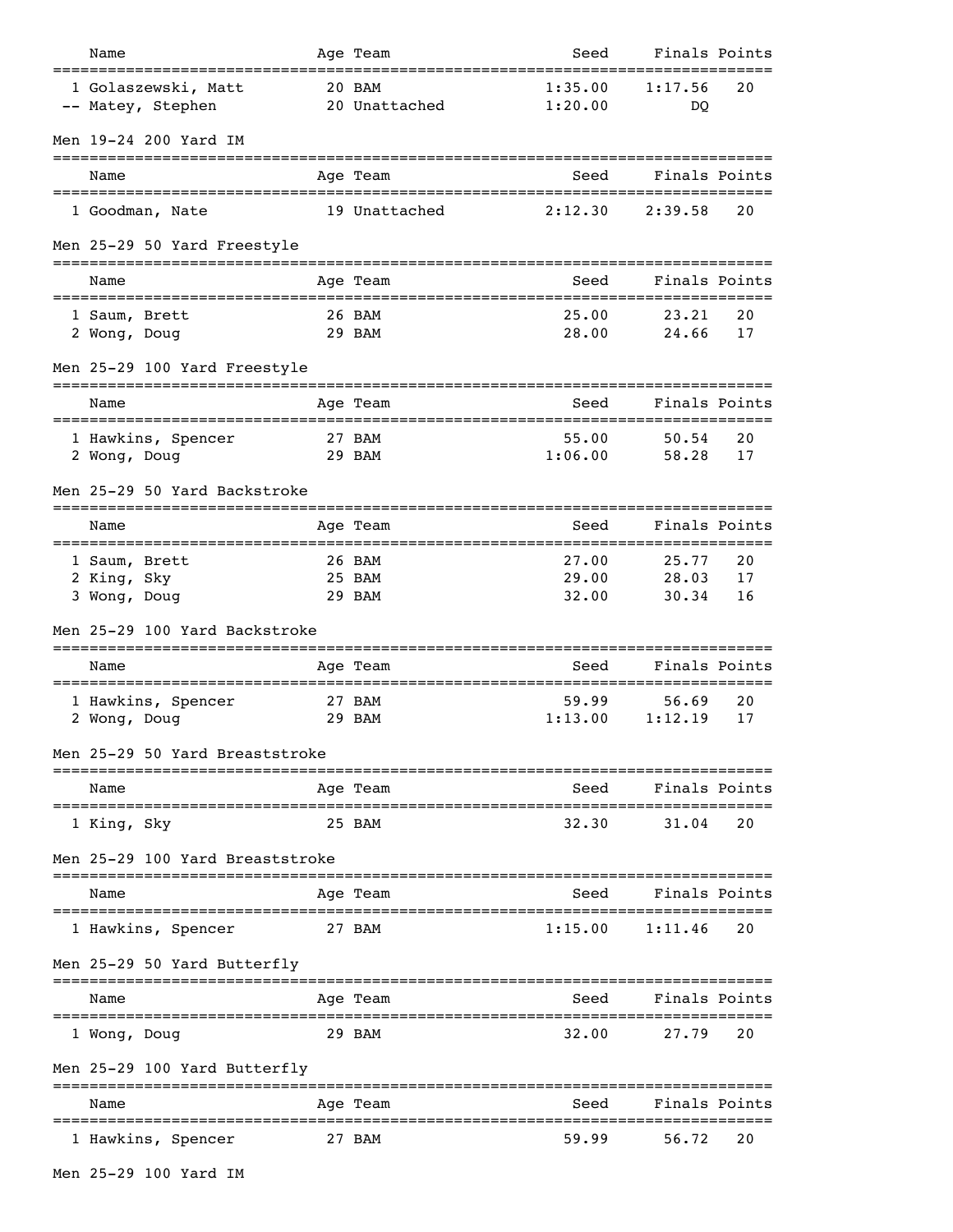| Name | Age | Team | Seed | Finals | Points |
|---|---|---|---|---|---|
| 1 Golaszewski, Matt | 20 | BAM | 1:35.00 | 1:17.56 | 20 |
| -- Matey, Stephen | 20 | Unattached | 1:20.00 | DQ | |

### Men 19-24 200 Yard IM

| Name | Age | Team | Seed | Finals | Points |
|---|---|---|---|---|---|
| 1 Goodman, Nate | 19 | Unattached | 2:12.30 | 2:39.58 | 20 |

### Men 25-29 50 Yard Freestyle

| Name | Age | Team | Seed | Finals | Points |
|---|---|---|---|---|---|
| 1 Saum, Brett | 26 | BAM | 25.00 | 23.21 | 20 |
| 2 Wong, Doug | 29 | BAM | 28.00 | 24.66 | 17 |

### Men 25-29 100 Yard Freestyle

| Name | Age | Team | Seed | Finals | Points |
|---|---|---|---|---|---|
| 1 Hawkins, Spencer | 27 | BAM | 55.00 | 50.54 | 20 |
| 2 Wong, Doug | 29 | BAM | 1:06.00 | 58.28 | 17 |

### Men 25-29 50 Yard Backstroke

| Name | Age | Team | Seed | Finals | Points |
|---|---|---|---|---|---|
| 1 Saum, Brett | 26 | BAM | 27.00 | 25.77 | 20 |
| 2 King, Sky | 25 | BAM | 29.00 | 28.03 | 17 |
| 3 Wong, Doug | 29 | BAM | 32.00 | 30.34 | 16 |

### Men 25-29 100 Yard Backstroke

| Name | Age | Team | Seed | Finals | Points |
|---|---|---|---|---|---|
| 1 Hawkins, Spencer | 27 | BAM | 59.99 | 56.69 | 20 |
| 2 Wong, Doug | 29 | BAM | 1:13.00 | 1:12.19 | 17 |

### Men 25-29 50 Yard Breaststroke

| Name | Age | Team | Seed | Finals | Points |
|---|---|---|---|---|---|
| 1 King, Sky | 25 | BAM | 32.30 | 31.04 | 20 |

### Men 25-29 100 Yard Breaststroke

| Name | Age | Team | Seed | Finals | Points |
|---|---|---|---|---|---|
| 1 Hawkins, Spencer | 27 | BAM | 1:15.00 | 1:11.46 | 20 |

### Men 25-29 50 Yard Butterfly

| Name | Age | Team | Seed | Finals | Points |
|---|---|---|---|---|---|
| 1 Wong, Doug | 29 | BAM | 32.00 | 27.79 | 20 |

### Men 25-29 100 Yard Butterfly

| Name | Age | Team | Seed | Finals | Points |
|---|---|---|---|---|---|
| 1 Hawkins, Spencer | 27 | BAM | 59.99 | 56.72 | 20 |

### Men 25-29 100 Yard IM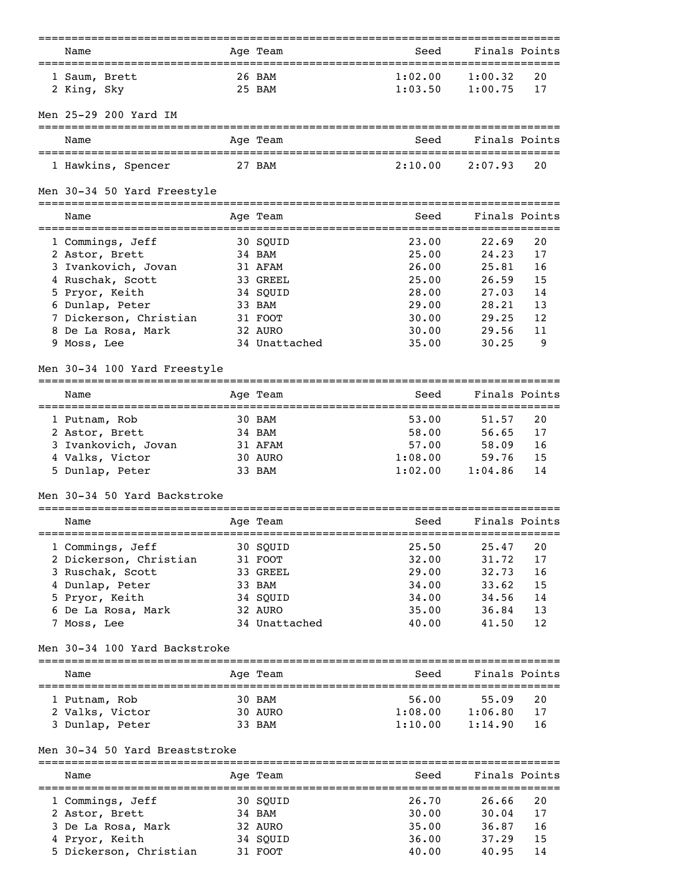| | Name | Age | Team | Seed | Finals | Points |
|---|---|---|---|---|---|---|
| 1 | Saum, Brett | 26 | BAM | 1:02.00 | 1:00.32 | 20 |
| 2 | King, Sky | 25 | BAM | 1:03.50 | 1:00.75 | 17 |

### Men 25-29 200 Yard IM

| | Name | Age | Team | Seed | Finals | Points |
|---|---|---|---|---|---|---|
| 1 | Hawkins, Spencer | 27 | BAM | 2:10.00 | 2:07.93 | 20 |

### Men 30-34 50 Yard Freestyle

| | Name | Age | Team | Seed | Finals | Points |
|---|---|---|---|---|---|---|
| 1 | Commings, Jeff | 30 | SQUID | 23.00 | 22.69 | 20 |
| 2 | Astor, Brett | 34 | BAM | 25.00 | 24.23 | 17 |
| 3 | Ivankovich, Jovan | 31 | AFAM | 26.00 | 25.81 | 16 |
| 4 | Ruschak, Scott | 33 | GREEL | 25.00 | 26.59 | 15 |
| 5 | Pryor, Keith | 34 | SQUID | 28.00 | 27.03 | 14 |
| 6 | Dunlap, Peter | 33 | BAM | 29.00 | 28.21 | 13 |
| 7 | Dickerson, Christian | 31 | FOOT | 30.00 | 29.25 | 12 |
| 8 | De La Rosa, Mark | 32 | AURO | 30.00 | 29.56 | 11 |
| 9 | Moss, Lee | 34 | Unattached | 35.00 | 30.25 | 9 |

### Men 30-34 100 Yard Freestyle

| | Name | Age | Team | Seed | Finals | Points |
|---|---|---|---|---|---|---|
| 1 | Putnam, Rob | 30 | BAM | 53.00 | 51.57 | 20 |
| 2 | Astor, Brett | 34 | BAM | 58.00 | 56.65 | 17 |
| 3 | Ivankovich, Jovan | 31 | AFAM | 57.00 | 58.09 | 16 |
| 4 | Valks, Victor | 30 | AURO | 1:08.00 | 59.76 | 15 |
| 5 | Dunlap, Peter | 33 | BAM | 1:02.00 | 1:04.86 | 14 |

### Men 30-34 50 Yard Backstroke

| | Name | Age | Team | Seed | Finals | Points |
|---|---|---|---|---|---|---|
| 1 | Commings, Jeff | 30 | SQUID | 25.50 | 25.47 | 20 |
| 2 | Dickerson, Christian | 31 | FOOT | 32.00 | 31.72 | 17 |
| 3 | Ruschak, Scott | 33 | GREEL | 29.00 | 32.73 | 16 |
| 4 | Dunlap, Peter | 33 | BAM | 34.00 | 33.62 | 15 |
| 5 | Pryor, Keith | 34 | SQUID | 34.00 | 34.56 | 14 |
| 6 | De La Rosa, Mark | 32 | AURO | 35.00 | 36.84 | 13 |
| 7 | Moss, Lee | 34 | Unattached | 40.00 | 41.50 | 12 |

### Men 30-34 100 Yard Backstroke

| | Name | Age | Team | Seed | Finals | Points |
|---|---|---|---|---|---|---|
| 1 | Putnam, Rob | 30 | BAM | 56.00 | 55.09 | 20 |
| 2 | Valks, Victor | 30 | AURO | 1:08.00 | 1:06.80 | 17 |
| 3 | Dunlap, Peter | 33 | BAM | 1:10.00 | 1:14.90 | 16 |

### Men 30-34 50 Yard Breaststroke

| | Name | Age | Team | Seed | Finals | Points |
|---|---|---|---|---|---|---|
| 1 | Commings, Jeff | 30 | SQUID | 26.70 | 26.66 | 20 |
| 2 | Astor, Brett | 34 | BAM | 30.00 | 30.04 | 17 |
| 3 | De La Rosa, Mark | 32 | AURO | 35.00 | 36.87 | 16 |
| 4 | Pryor, Keith | 34 | SQUID | 36.00 | 37.29 | 15 |
| 5 | Dickerson, Christian | 31 | FOOT | 40.00 | 40.95 | 14 |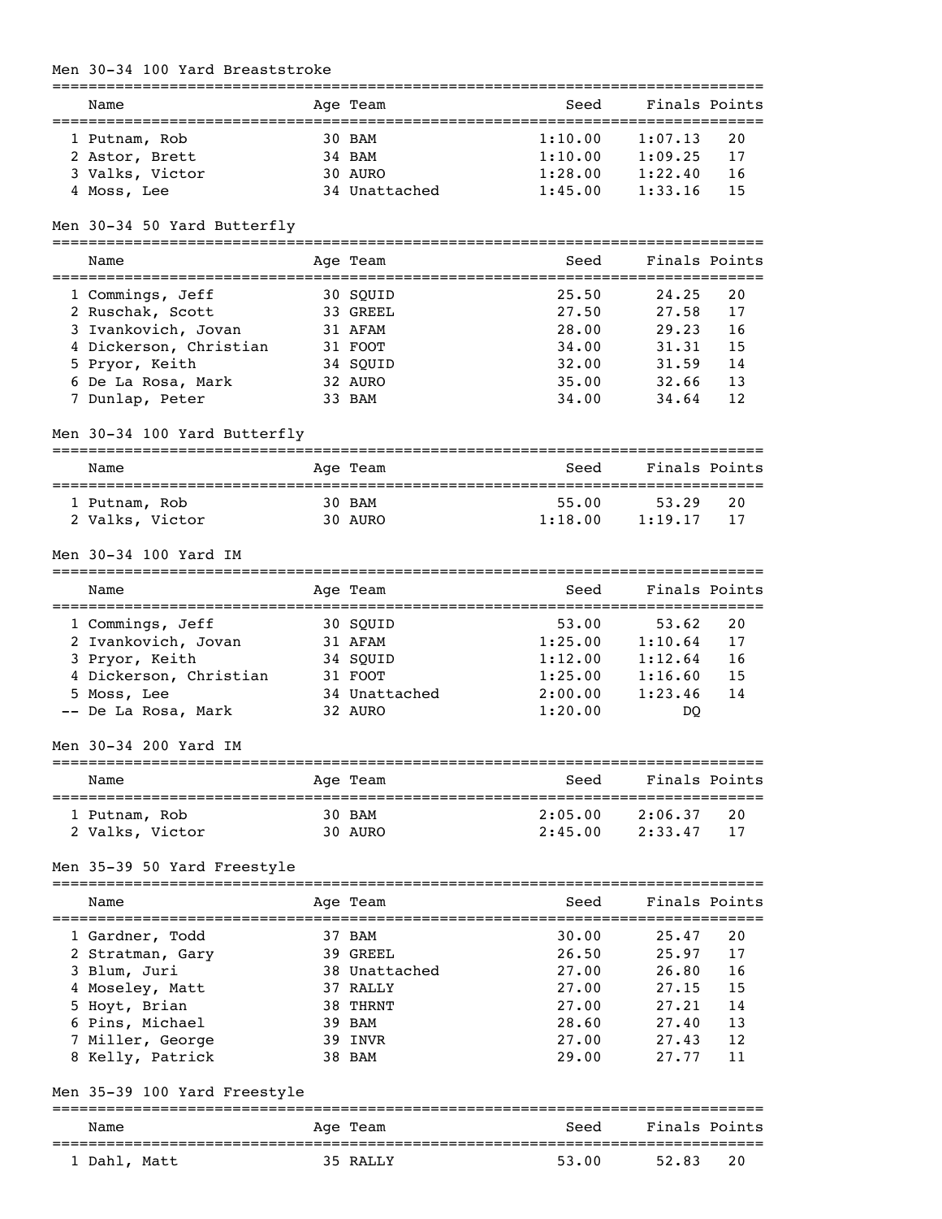## Men 30-34 100 Yard Breaststroke

| | Name | Age | Team | Seed | Finals | Points |
|---|---|---|---|---|---|---|
| 1 | Putnam, Rob | 30 | BAM | 1:10.00 | 1:07.13 | 20 |
| 2 | Astor, Brett | 34 | BAM | 1:10.00 | 1:09.25 | 17 |
| 3 | Valks, Victor | 30 | AURO | 1:28.00 | 1:22.40 | 16 |
| 4 | Moss, Lee | 34 | Unattached | 1:45.00 | 1:33.16 | 15 |

## Men 30-34 50 Yard Butterfly

| | Name | Age | Team | Seed | Finals | Points |
|---|---|---|---|---|---|---|
| 1 | Commings, Jeff | 30 | SQUID | 25.50 | 24.25 | 20 |
| 2 | Ruschak, Scott | 33 | GREEL | 27.50 | 27.58 | 17 |
| 3 | Ivankovich, Jovan | 31 | AFAM | 28.00 | 29.23 | 16 |
| 4 | Dickerson, Christian | 31 | FOOT | 34.00 | 31.31 | 15 |
| 5 | Pryor, Keith | 34 | SQUID | 32.00 | 31.59 | 14 |
| 6 | De La Rosa, Mark | 32 | AURO | 35.00 | 32.66 | 13 |
| 7 | Dunlap, Peter | 33 | BAM | 34.00 | 34.64 | 12 |

## Men 30-34 100 Yard Butterfly

| | Name | Age | Team | Seed | Finals | Points |
|---|---|---|---|---|---|---|
| 1 | Putnam, Rob | 30 | BAM | 55.00 | 53.29 | 20 |
| 2 | Valks, Victor | 30 | AURO | 1:18.00 | 1:19.17 | 17 |

## Men 30-34 100 Yard IM

| | Name | Age | Team | Seed | Finals | Points |
|---|---|---|---|---|---|---|
| 1 | Commings, Jeff | 30 | SQUID | 53.00 | 53.62 | 20 |
| 2 | Ivankovich, Jovan | 31 | AFAM | 1:25.00 | 1:10.64 | 17 |
| 3 | Pryor, Keith | 34 | SQUID | 1:12.00 | 1:12.64 | 16 |
| 4 | Dickerson, Christian | 31 | FOOT | 1:25.00 | 1:16.60 | 15 |
| 5 | Moss, Lee | 34 | Unattached | 2:00.00 | 1:23.46 | 14 |
| -- | De La Rosa, Mark | 32 | AURO | 1:20.00 | DQ | |

## Men 30-34 200 Yard IM

| | Name | Age | Team | Seed | Finals | Points |
|---|---|---|---|---|---|---|
| 1 | Putnam, Rob | 30 | BAM | 2:05.00 | 2:06.37 | 20 |
| 2 | Valks, Victor | 30 | AURO | 2:45.00 | 2:33.47 | 17 |

## Men 35-39 50 Yard Freestyle

| | Name | Age | Team | Seed | Finals | Points |
|---|---|---|---|---|---|---|
| 1 | Gardner, Todd | 37 | BAM | 30.00 | 25.47 | 20 |
| 2 | Stratman, Gary | 39 | GREEL | 26.50 | 25.97 | 17 |
| 3 | Blum, Juri | 38 | Unattached | 27.00 | 26.80 | 16 |
| 4 | Moseley, Matt | 37 | RALLY | 27.00 | 27.15 | 15 |
| 5 | Hoyt, Brian | 38 | THRNT | 27.00 | 27.21 | 14 |
| 6 | Pins, Michael | 39 | BAM | 28.60 | 27.40 | 13 |
| 7 | Miller, George | 39 | INVR | 27.00 | 27.43 | 12 |
| 8 | Kelly, Patrick | 38 | BAM | 29.00 | 27.77 | 11 |

## Men 35-39 100 Yard Freestyle

| | Name | Age | Team | Seed | Finals | Points |
|---|---|---|---|---|---|---|
| 1 | Dahl, Matt | 35 | RALLY | 53.00 | 52.83 | 20 |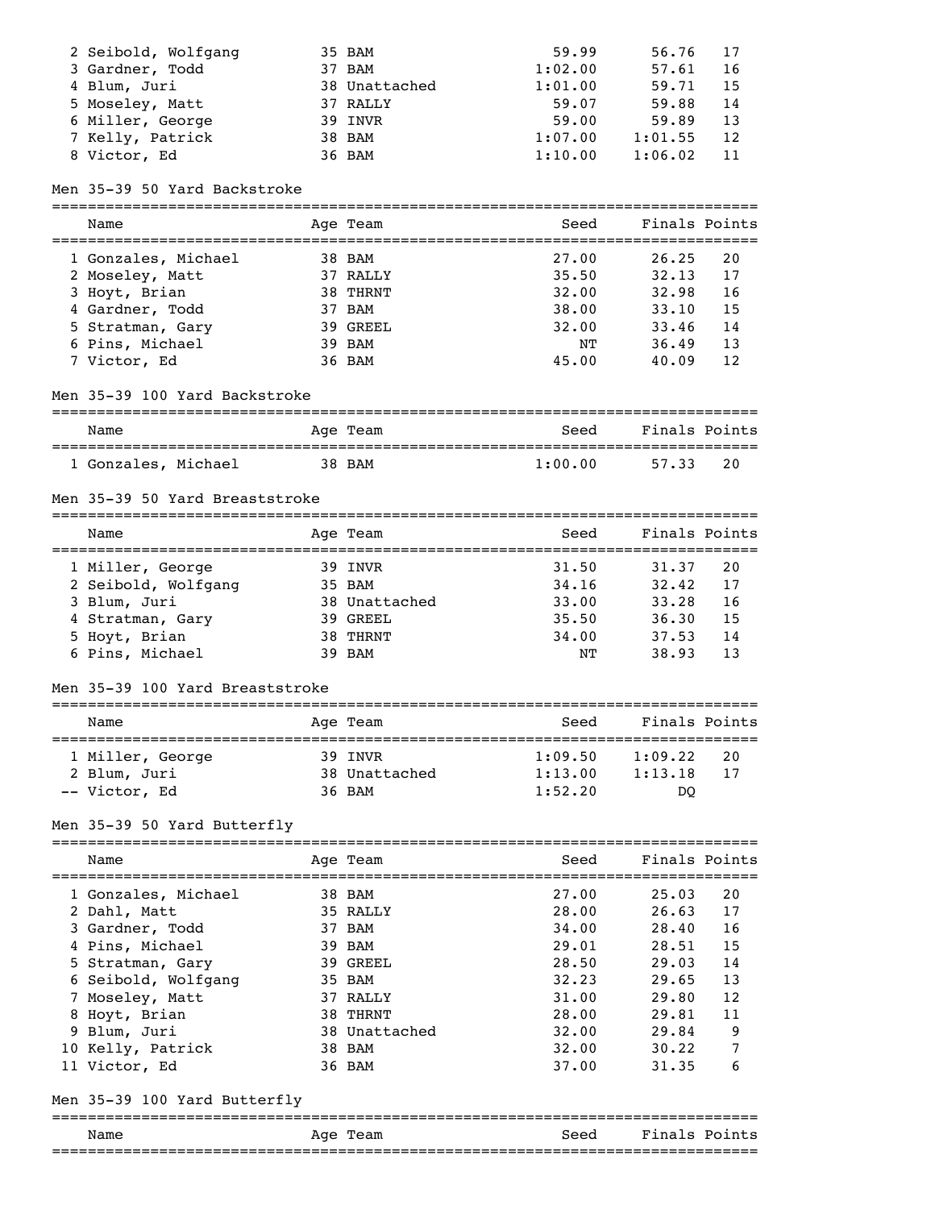| Place | Name | Age | Team | Seed | Finals | Points |
|---|---|---|---|---|---|---|
| 2 | Seibold, Wolfgang | 35 | BAM | 59.99 | 56.76 | 17 |
| 3 | Gardner, Todd | 37 | BAM | 1:02.00 | 57.61 | 16 |
| 4 | Blum, Juri | 38 | Unattached | 1:01.00 | 59.71 | 15 |
| 5 | Moseley, Matt | 37 | RALLY | 59.07 | 59.88 | 14 |
| 6 | Miller, George | 39 | INVR | 59.00 | 59.89 | 13 |
| 7 | Kelly, Patrick | 38 | BAM | 1:07.00 | 1:01.55 | 12 |
| 8 | Victor, Ed | 36 | BAM | 1:10.00 | 1:06.02 | 11 |

Men 35-39 50 Yard Backstroke

| Place | Name | Age | Team | Seed | Finals | Points |
|---|---|---|---|---|---|---|
| 1 | Gonzales, Michael | 38 | BAM | 27.00 | 26.25 | 20 |
| 2 | Moseley, Matt | 37 | RALLY | 35.50 | 32.13 | 17 |
| 3 | Hoyt, Brian | 38 | THRNT | 32.00 | 32.98 | 16 |
| 4 | Gardner, Todd | 37 | BAM | 38.00 | 33.10 | 15 |
| 5 | Stratman, Gary | 39 | GREEL | 32.00 | 33.46 | 14 |
| 6 | Pins, Michael | 39 | BAM | NT | 36.49 | 13 |
| 7 | Victor, Ed | 36 | BAM | 45.00 | 40.09 | 12 |

Men 35-39 100 Yard Backstroke

| Place | Name | Age | Team | Seed | Finals | Points |
|---|---|---|---|---|---|---|
| 1 | Gonzales, Michael | 38 | BAM | 1:00.00 | 57.33 | 20 |

Men 35-39 50 Yard Breaststroke

| Place | Name | Age | Team | Seed | Finals | Points |
|---|---|---|---|---|---|---|
| 1 | Miller, George | 39 | INVR | 31.50 | 31.37 | 20 |
| 2 | Seibold, Wolfgang | 35 | BAM | 34.16 | 32.42 | 17 |
| 3 | Blum, Juri | 38 | Unattached | 33.00 | 33.28 | 16 |
| 4 | Stratman, Gary | 39 | GREEL | 35.50 | 36.30 | 15 |
| 5 | Hoyt, Brian | 38 | THRNT | 34.00 | 37.53 | 14 |
| 6 | Pins, Michael | 39 | BAM | NT | 38.93 | 13 |

Men 35-39 100 Yard Breaststroke

| Place | Name | Age | Team | Seed | Finals | Points |
|---|---|---|---|---|---|---|
| 1 | Miller, George | 39 | INVR | 1:09.50 | 1:09.22 | 20 |
| 2 | Blum, Juri | 38 | Unattached | 1:13.00 | 1:13.18 | 17 |
| -- | Victor, Ed | 36 | BAM | 1:52.20 | DQ | |

Men 35-39 50 Yard Butterfly

| Place | Name | Age | Team | Seed | Finals | Points |
|---|---|---|---|---|---|---|
| 1 | Gonzales, Michael | 38 | BAM | 27.00 | 25.03 | 20 |
| 2 | Dahl, Matt | 35 | RALLY | 28.00 | 26.63 | 17 |
| 3 | Gardner, Todd | 37 | BAM | 34.00 | 28.40 | 16 |
| 4 | Pins, Michael | 39 | BAM | 29.01 | 28.51 | 15 |
| 5 | Stratman, Gary | 39 | GREEL | 28.50 | 29.03 | 14 |
| 6 | Seibold, Wolfgang | 35 | BAM | 32.23 | 29.65 | 13 |
| 7 | Moseley, Matt | 37 | RALLY | 31.00 | 29.80 | 12 |
| 8 | Hoyt, Brian | 38 | THRNT | 28.00 | 29.81 | 11 |
| 9 | Blum, Juri | 38 | Unattached | 32.00 | 29.84 | 9 |
| 10 | Kelly, Patrick | 38 | BAM | 32.00 | 30.22 | 7 |
| 11 | Victor, Ed | 36 | BAM | 37.00 | 31.35 | 6 |

Men 35-39 100 Yard Butterfly

| Name | Age | Team | Seed | Finals | Points |
|---|---|---|---|---|---|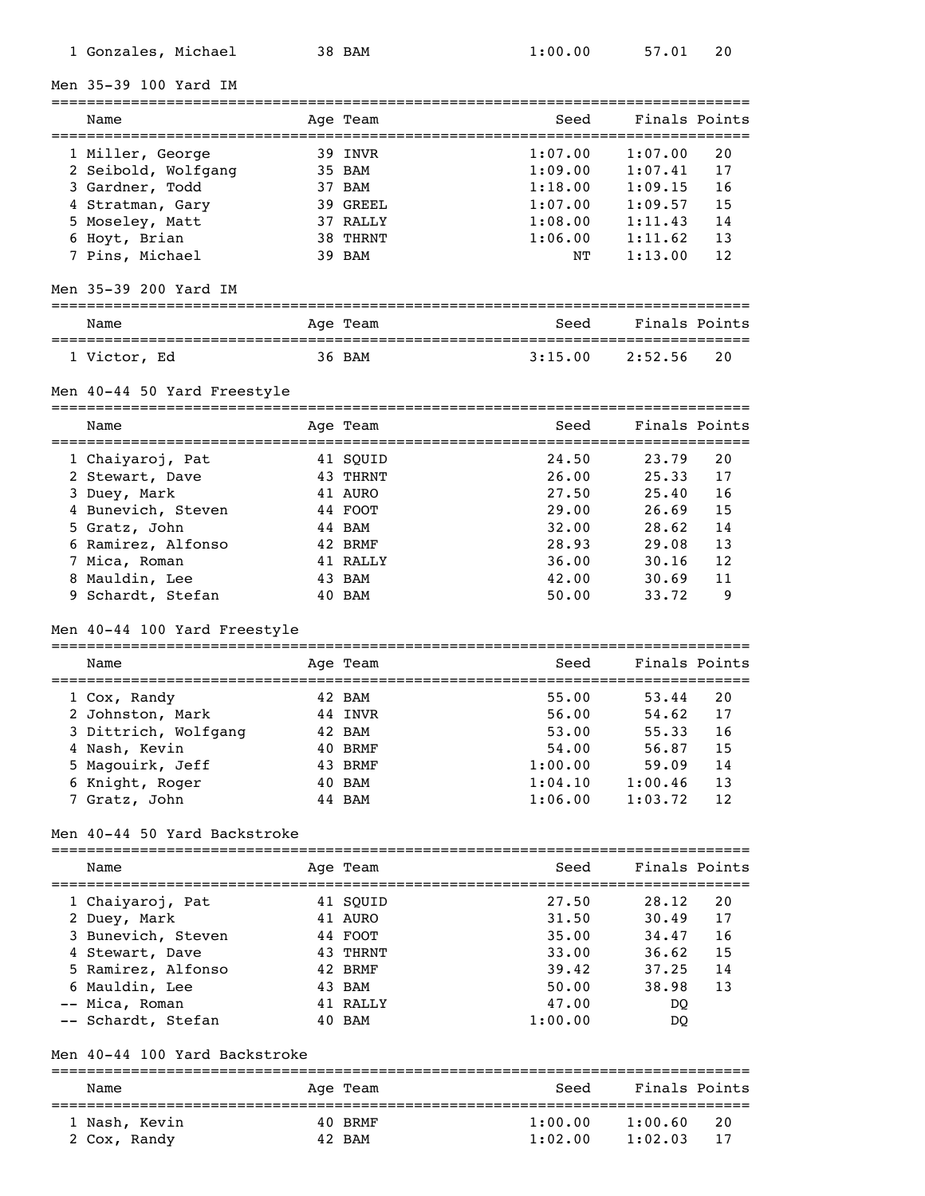| | Name | Age | Team | Seed | Finals | Points |
|---|---|---|---|---|---|---|
| 1 | Gonzales, Michael | 38 | BAM | 1:00.00 | 57.01 | 20 |

### Men 35-39 100 Yard IM

| | Name | Age | Team | Seed | Finals | Points |
|---|---|---|---|---|---|---|
| 1 | Miller, George | 39 | INVR | 1:07.00 | 1:07.00 | 20 |
| 2 | Seibold, Wolfgang | 35 | BAM | 1:09.00 | 1:07.41 | 17 |
| 3 | Gardner, Todd | 37 | BAM | 1:18.00 | 1:09.15 | 16 |
| 4 | Stratman, Gary | 39 | GREEL | 1:07.00 | 1:09.57 | 15 |
| 5 | Moseley, Matt | 37 | RALLY | 1:08.00 | 1:11.43 | 14 |
| 6 | Hoyt, Brian | 38 | THRNT | 1:06.00 | 1:11.62 | 13 |
| 7 | Pins, Michael | 39 | BAM | NT | 1:13.00 | 12 |

### Men 35-39 200 Yard IM

| | Name | Age | Team | Seed | Finals | Points |
|---|---|---|---|---|---|---|
| 1 | Victor, Ed | 36 | BAM | 3:15.00 | 2:52.56 | 20 |

### Men 40-44 50 Yard Freestyle

| | Name | Age | Team | Seed | Finals | Points |
|---|---|---|---|---|---|---|
| 1 | Chaiyaroj, Pat | 41 | SQUID | 24.50 | 23.79 | 20 |
| 2 | Stewart, Dave | 43 | THRNT | 26.00 | 25.33 | 17 |
| 3 | Duey, Mark | 41 | AURO | 27.50 | 25.40 | 16 |
| 4 | Bunevich, Steven | 44 | FOOT | 29.00 | 26.69 | 15 |
| 5 | Gratz, John | 44 | BAM | 32.00 | 28.62 | 14 |
| 6 | Ramirez, Alfonso | 42 | BRMF | 28.93 | 29.08 | 13 |
| 7 | Mica, Roman | 41 | RALLY | 36.00 | 30.16 | 12 |
| 8 | Mauldin, Lee | 43 | BAM | 42.00 | 30.69 | 11 |
| 9 | Schardt, Stefan | 40 | BAM | 50.00 | 33.72 | 9 |

### Men 40-44 100 Yard Freestyle

| | Name | Age | Team | Seed | Finals | Points |
|---|---|---|---|---|---|---|
| 1 | Cox, Randy | 42 | BAM | 55.00 | 53.44 | 20 |
| 2 | Johnston, Mark | 44 | INVR | 56.00 | 54.62 | 17 |
| 3 | Dittrich, Wolfgang | 42 | BAM | 53.00 | 55.33 | 16 |
| 4 | Nash, Kevin | 40 | BRMF | 54.00 | 56.87 | 15 |
| 5 | Magouirk, Jeff | 43 | BRMF | 1:00.00 | 59.09 | 14 |
| 6 | Knight, Roger | 40 | BAM | 1:04.10 | 1:00.46 | 13 |
| 7 | Gratz, John | 44 | BAM | 1:06.00 | 1:03.72 | 12 |

### Men 40-44 50 Yard Backstroke

| | Name | Age | Team | Seed | Finals | Points |
|---|---|---|---|---|---|---|
| 1 | Chaiyaroj, Pat | 41 | SQUID | 27.50 | 28.12 | 20 |
| 2 | Duey, Mark | 41 | AURO | 31.50 | 30.49 | 17 |
| 3 | Bunevich, Steven | 44 | FOOT | 35.00 | 34.47 | 16 |
| 4 | Stewart, Dave | 43 | THRNT | 33.00 | 36.62 | 15 |
| 5 | Ramirez, Alfonso | 42 | BRMF | 39.42 | 37.25 | 14 |
| 6 | Mauldin, Lee | 43 | BAM | 50.00 | 38.98 | 13 |
| -- | Mica, Roman | 41 | RALLY | 47.00 | DQ | |
| -- | Schardt, Stefan | 40 | BAM | 1:00.00 | DQ | |

### Men 40-44 100 Yard Backstroke

| | Name | Age | Team | Seed | Finals | Points |
|---|---|---|---|---|---|---|
| 1 | Nash, Kevin | 40 | BRMF | 1:00.00 | 1:00.60 | 20 |
| 2 | Cox, Randy | 42 | BAM | 1:02.00 | 1:02.03 | 17 |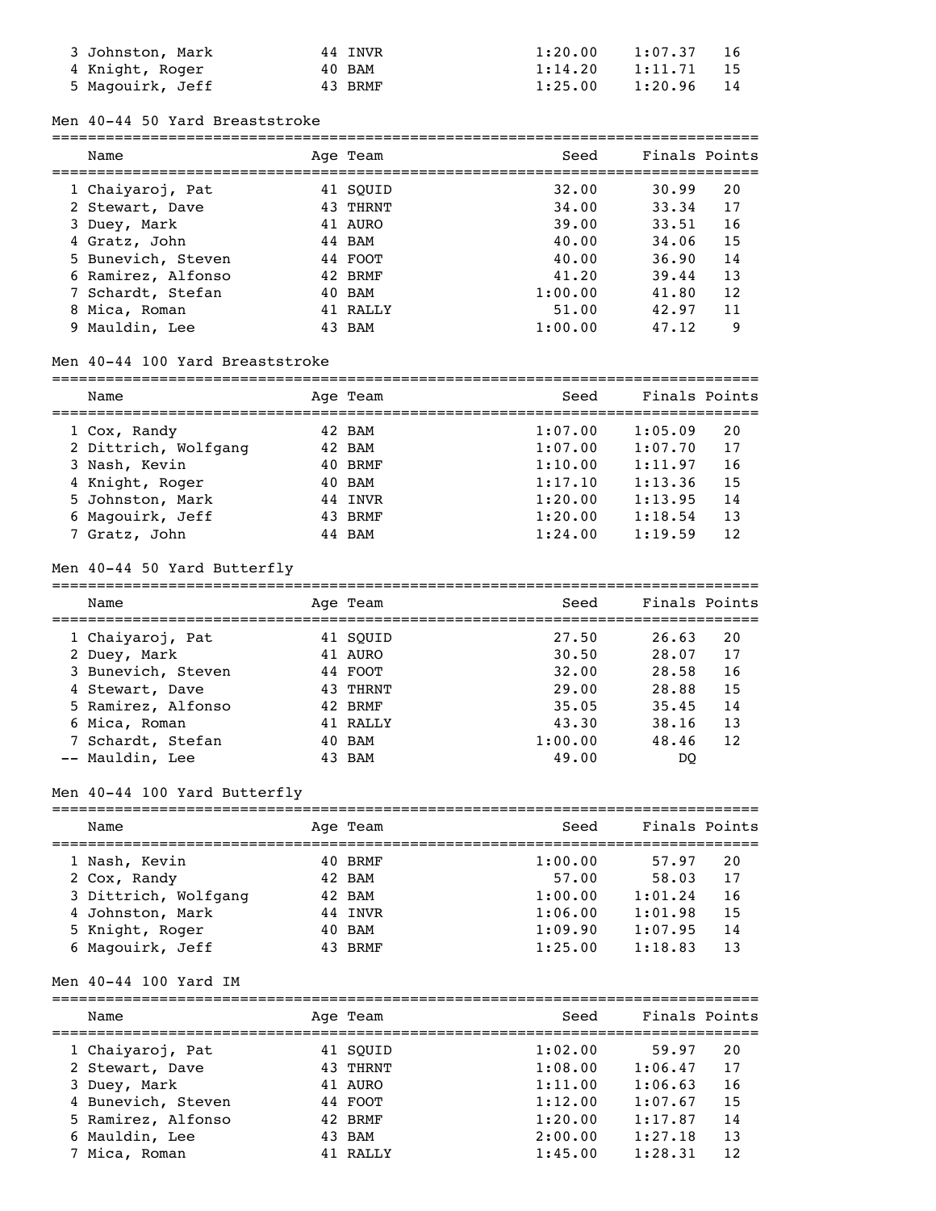| | Name | Age | Team | Seed | Finals | Points |
|---|---|---|---|---|---|---|
| 3 | Johnston, Mark | 44 | INVR | 1:20.00 | 1:07.37 | 16 |
| 4 | Knight, Roger | 40 | BAM | 1:14.20 | 1:11.71 | 15 |
| 5 | Magouirk, Jeff | 43 | BRMF | 1:25.00 | 1:20.96 | 14 |

### Men 40-44 50 Yard Breaststroke

| | Name | Age | Team | Seed | Finals | Points |
|---|---|---|---|---|---|---|
| 1 | Chaiyaroj, Pat | 41 | SQUID | 32.00 | 30.99 | 20 |
| 2 | Stewart, Dave | 43 | THRNT | 34.00 | 33.34 | 17 |
| 3 | Duey, Mark | 41 | AURO | 39.00 | 33.51 | 16 |
| 4 | Gratz, John | 44 | BAM | 40.00 | 34.06 | 15 |
| 5 | Bunevich, Steven | 44 | FOOT | 40.00 | 36.90 | 14 |
| 6 | Ramirez, Alfonso | 42 | BRMF | 41.20 | 39.44 | 13 |
| 7 | Schardt, Stefan | 40 | BAM | 1:00.00 | 41.80 | 12 |
| 8 | Mica, Roman | 41 | RALLY | 51.00 | 42.97 | 11 |
| 9 | Mauldin, Lee | 43 | BAM | 1:00.00 | 47.12 | 9 |

### Men 40-44 100 Yard Breaststroke

| | Name | Age | Team | Seed | Finals | Points |
|---|---|---|---|---|---|---|
| 1 | Cox, Randy | 42 | BAM | 1:07.00 | 1:05.09 | 20 |
| 2 | Dittrich, Wolfgang | 42 | BAM | 1:07.00 | 1:07.70 | 17 |
| 3 | Nash, Kevin | 40 | BRMF | 1:10.00 | 1:11.97 | 16 |
| 4 | Knight, Roger | 40 | BAM | 1:17.10 | 1:13.36 | 15 |
| 5 | Johnston, Mark | 44 | INVR | 1:20.00 | 1:13.95 | 14 |
| 6 | Magouirk, Jeff | 43 | BRMF | 1:20.00 | 1:18.54 | 13 |
| 7 | Gratz, John | 44 | BAM | 1:24.00 | 1:19.59 | 12 |

### Men 40-44 50 Yard Butterfly

| | Name | Age | Team | Seed | Finals | Points |
|---|---|---|---|---|---|---|
| 1 | Chaiyaroj, Pat | 41 | SQUID | 27.50 | 26.63 | 20 |
| 2 | Duey, Mark | 41 | AURO | 30.50 | 28.07 | 17 |
| 3 | Bunevich, Steven | 44 | FOOT | 32.00 | 28.58 | 16 |
| 4 | Stewart, Dave | 43 | THRNT | 29.00 | 28.88 | 15 |
| 5 | Ramirez, Alfonso | 42 | BRMF | 35.05 | 35.45 | 14 |
| 6 | Mica, Roman | 41 | RALLY | 43.30 | 38.16 | 13 |
| 7 | Schardt, Stefan | 40 | BAM | 1:00.00 | 48.46 | 12 |
| -- | Mauldin, Lee | 43 | BAM | 49.00 | DQ | |

### Men 40-44 100 Yard Butterfly

| | Name | Age | Team | Seed | Finals | Points |
|---|---|---|---|---|---|---|
| 1 | Nash, Kevin | 40 | BRMF | 1:00.00 | 57.97 | 20 |
| 2 | Cox, Randy | 42 | BAM | 57.00 | 58.03 | 17 |
| 3 | Dittrich, Wolfgang | 42 | BAM | 1:00.00 | 1:01.24 | 16 |
| 4 | Johnston, Mark | 44 | INVR | 1:06.00 | 1:01.98 | 15 |
| 5 | Knight, Roger | 40 | BAM | 1:09.90 | 1:07.95 | 14 |
| 6 | Magouirk, Jeff | 43 | BRMF | 1:25.00 | 1:18.83 | 13 |

### Men 40-44 100 Yard IM

| | Name | Age | Team | Seed | Finals | Points |
|---|---|---|---|---|---|---|
| 1 | Chaiyaroj, Pat | 41 | SQUID | 1:02.00 | 59.97 | 20 |
| 2 | Stewart, Dave | 43 | THRNT | 1:08.00 | 1:06.47 | 17 |
| 3 | Duey, Mark | 41 | AURO | 1:11.00 | 1:06.63 | 16 |
| 4 | Bunevich, Steven | 44 | FOOT | 1:12.00 | 1:07.67 | 15 |
| 5 | Ramirez, Alfonso | 42 | BRMF | 1:20.00 | 1:17.87 | 14 |
| 6 | Mauldin, Lee | 43 | BAM | 2:00.00 | 1:27.18 | 13 |
| 7 | Mica, Roman | 41 | RALLY | 1:45.00 | 1:28.31 | 12 |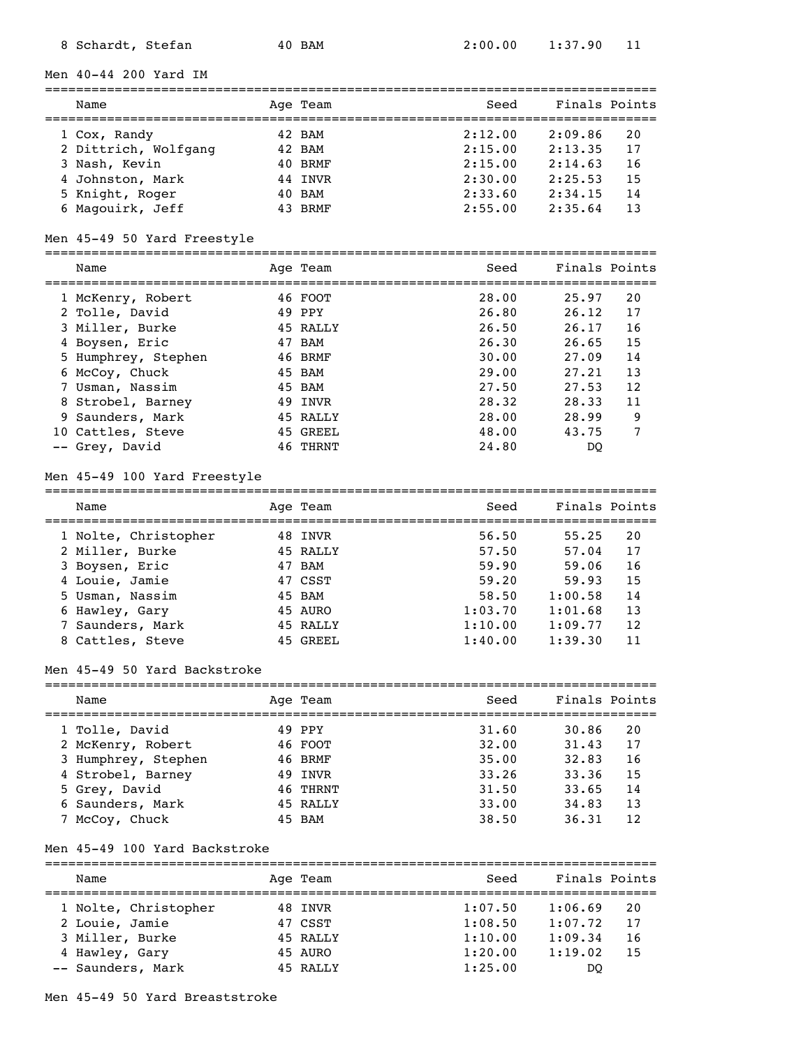| | Name | Age | Team | Seed | Finals | Points |
|---|---|---|---|---|---|---|
| 8 | Schardt, Stefan | 40 | BAM | 2:00.00 | 1:37.90 | 11 |

## Men 40-44 200 Yard IM

| | Name | Age | Team | Seed | Finals | Points |
|---|---|---|---|---|---|---|
| 1 | Cox, Randy | 42 | BAM | 2:12.00 | 2:09.86 | 20 |
| 2 | Dittrich, Wolfgang | 42 | BAM | 2:15.00 | 2:13.35 | 17 |
| 3 | Nash, Kevin | 40 | BRMF | 2:15.00 | 2:14.63 | 16 |
| 4 | Johnston, Mark | 44 | INVR | 2:30.00 | 2:25.53 | 15 |
| 5 | Knight, Roger | 40 | BAM | 2:33.60 | 2:34.15 | 14 |
| 6 | Magouirk, Jeff | 43 | BRMF | 2:55.00 | 2:35.64 | 13 |

## Men 45-49 50 Yard Freestyle

| | Name | Age | Team | Seed | Finals | Points |
|---|---|---|---|---|---|---|
| 1 | McKenry, Robert | 46 | FOOT | 28.00 | 25.97 | 20 |
| 2 | Tolle, David | 49 | PPY | 26.80 | 26.12 | 17 |
| 3 | Miller, Burke | 45 | RALLY | 26.50 | 26.17 | 16 |
| 4 | Boysen, Eric | 47 | BAM | 26.30 | 26.65 | 15 |
| 5 | Humphrey, Stephen | 46 | BRMF | 30.00 | 27.09 | 14 |
| 6 | McCoy, Chuck | 45 | BAM | 29.00 | 27.21 | 13 |
| 7 | Usman, Nassim | 45 | BAM | 27.50 | 27.53 | 12 |
| 8 | Strobel, Barney | 49 | INVR | 28.32 | 28.33 | 11 |
| 9 | Saunders, Mark | 45 | RALLY | 28.00 | 28.99 | 9 |
| 10 | Cattles, Steve | 45 | GREEL | 48.00 | 43.75 | 7 |
| -- | Grey, David | 46 | THRNT | 24.80 | DQ | |

## Men 45-49 100 Yard Freestyle

| | Name | Age | Team | Seed | Finals | Points |
|---|---|---|---|---|---|---|
| 1 | Nolte, Christopher | 48 | INVR | 56.50 | 55.25 | 20 |
| 2 | Miller, Burke | 45 | RALLY | 57.50 | 57.04 | 17 |
| 3 | Boysen, Eric | 47 | BAM | 59.90 | 59.06 | 16 |
| 4 | Louie, Jamie | 47 | CSST | 59.20 | 59.93 | 15 |
| 5 | Usman, Nassim | 45 | BAM | 58.50 | 1:00.58 | 14 |
| 6 | Hawley, Gary | 45 | AURO | 1:03.70 | 1:01.68 | 13 |
| 7 | Saunders, Mark | 45 | RALLY | 1:10.00 | 1:09.77 | 12 |
| 8 | Cattles, Steve | 45 | GREEL | 1:40.00 | 1:39.30 | 11 |

## Men 45-49 50 Yard Backstroke

| | Name | Age | Team | Seed | Finals | Points |
|---|---|---|---|---|---|---|
| 1 | Tolle, David | 49 | PPY | 31.60 | 30.86 | 20 |
| 2 | McKenry, Robert | 46 | FOOT | 32.00 | 31.43 | 17 |
| 3 | Humphrey, Stephen | 46 | BRMF | 35.00 | 32.83 | 16 |
| 4 | Strobel, Barney | 49 | INVR | 33.26 | 33.36 | 15 |
| 5 | Grey, David | 46 | THRNT | 31.50 | 33.65 | 14 |
| 6 | Saunders, Mark | 45 | RALLY | 33.00 | 34.83 | 13 |
| 7 | McCoy, Chuck | 45 | BAM | 38.50 | 36.31 | 12 |

## Men 45-49 100 Yard Backstroke

| | Name | Age | Team | Seed | Finals | Points |
|---|---|---|---|---|---|---|
| 1 | Nolte, Christopher | 48 | INVR | 1:07.50 | 1:06.69 | 20 |
| 2 | Louie, Jamie | 47 | CSST | 1:08.50 | 1:07.72 | 17 |
| 3 | Miller, Burke | 45 | RALLY | 1:10.00 | 1:09.34 | 16 |
| 4 | Hawley, Gary | 45 | AURO | 1:20.00 | 1:19.02 | 15 |
| -- | Saunders, Mark | 45 | RALLY | 1:25.00 | DQ | |

## Men 45-49 50 Yard Breaststroke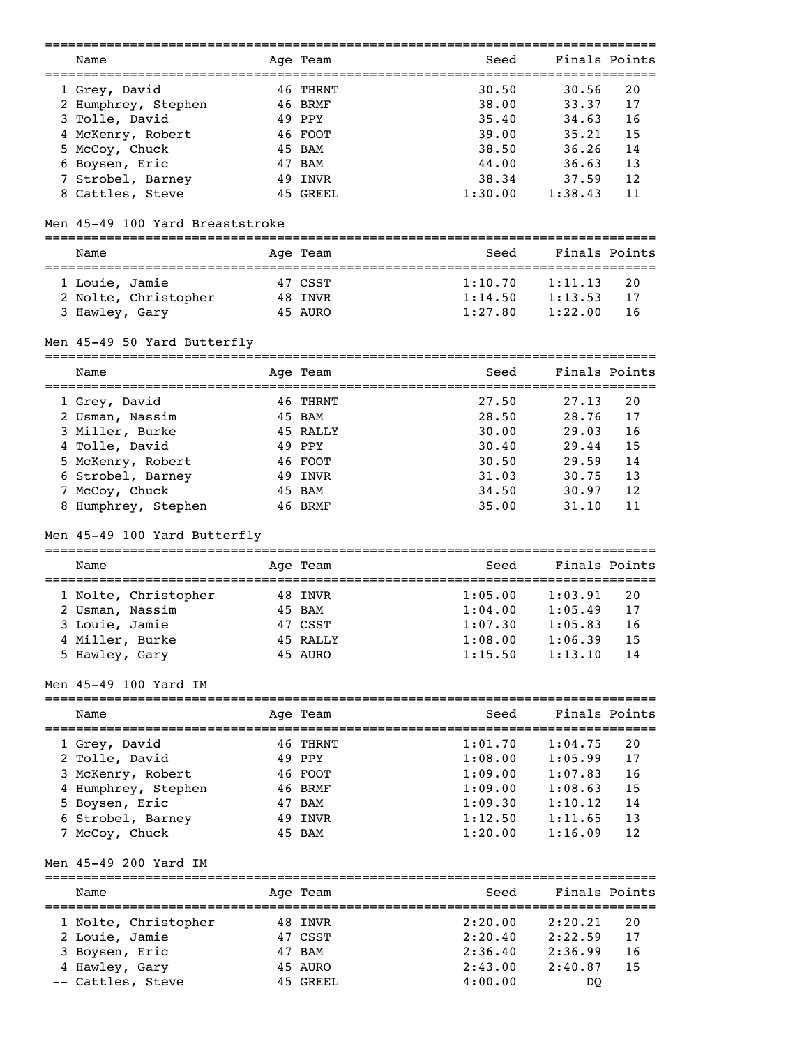| | Name | Age | Team | Seed | Finals | Points |
|---|---|---|---|---|---|---|
| 1 | Grey, David | 46 | THRNT | 30.50 | 30.56 | 20 |
| 2 | Humphrey, Stephen | 46 | BRMF | 38.00 | 33.37 | 17 |
| 3 | Tolle, David | 49 | PPY | 35.40 | 34.63 | 16 |
| 4 | McKenry, Robert | 46 | FOOT | 39.00 | 35.21 | 15 |
| 5 | McCoy, Chuck | 45 | BAM | 38.50 | 36.26 | 14 |
| 6 | Boysen, Eric | 47 | BAM | 44.00 | 36.63 | 13 |
| 7 | Strobel, Barney | 49 | INVR | 38.34 | 37.59 | 12 |
| 8 | Cattles, Steve | 45 | GREEL | 1:30.00 | 1:38.43 | 11 |

Men 45-49 100 Yard Breaststroke

| | Name | Age | Team | Seed | Finals | Points |
|---|---|---|---|---|---|---|
| 1 | Louie, Jamie | 47 | CSST | 1:10.70 | 1:11.13 | 20 |
| 2 | Nolte, Christopher | 48 | INVR | 1:14.50 | 1:13.53 | 17 |
| 3 | Hawley, Gary | 45 | AURO | 1:27.80 | 1:22.00 | 16 |

Men 45-49 50 Yard Butterfly

| | Name | Age | Team | Seed | Finals | Points |
|---|---|---|---|---|---|---|
| 1 | Grey, David | 46 | THRNT | 27.50 | 27.13 | 20 |
| 2 | Usman, Nassim | 45 | BAM | 28.50 | 28.76 | 17 |
| 3 | Miller, Burke | 45 | RALLY | 30.00 | 29.03 | 16 |
| 4 | Tolle, David | 49 | PPY | 30.40 | 29.44 | 15 |
| 5 | McKenry, Robert | 46 | FOOT | 30.50 | 29.59 | 14 |
| 6 | Strobel, Barney | 49 | INVR | 31.03 | 30.75 | 13 |
| 7 | McCoy, Chuck | 45 | BAM | 34.50 | 30.97 | 12 |
| 8 | Humphrey, Stephen | 46 | BRMF | 35.00 | 31.10 | 11 |

Men 45-49 100 Yard Butterfly

| | Name | Age | Team | Seed | Finals | Points |
|---|---|---|---|---|---|---|
| 1 | Nolte, Christopher | 48 | INVR | 1:05.00 | 1:03.91 | 20 |
| 2 | Usman, Nassim | 45 | BAM | 1:04.00 | 1:05.49 | 17 |
| 3 | Louie, Jamie | 47 | CSST | 1:07.30 | 1:05.83 | 16 |
| 4 | Miller, Burke | 45 | RALLY | 1:08.00 | 1:06.39 | 15 |
| 5 | Hawley, Gary | 45 | AURO | 1:15.50 | 1:13.10 | 14 |

Men 45-49 100 Yard IM

| | Name | Age | Team | Seed | Finals | Points |
|---|---|---|---|---|---|---|
| 1 | Grey, David | 46 | THRNT | 1:01.70 | 1:04.75 | 20 |
| 2 | Tolle, David | 49 | PPY | 1:08.00 | 1:05.99 | 17 |
| 3 | McKenry, Robert | 46 | FOOT | 1:09.00 | 1:07.83 | 16 |
| 4 | Humphrey, Stephen | 46 | BRMF | 1:09.00 | 1:08.63 | 15 |
| 5 | Boysen, Eric | 47 | BAM | 1:09.30 | 1:10.12 | 14 |
| 6 | Strobel, Barney | 49 | INVR | 1:12.50 | 1:11.65 | 13 |
| 7 | McCoy, Chuck | 45 | BAM | 1:20.00 | 1:16.09 | 12 |

Men 45-49 200 Yard IM

| | Name | Age | Team | Seed | Finals | Points |
|---|---|---|---|---|---|---|
| 1 | Nolte, Christopher | 48 | INVR | 2:20.00 | 2:20.21 | 20 |
| 2 | Louie, Jamie | 47 | CSST | 2:20.40 | 2:22.59 | 17 |
| 3 | Boysen, Eric | 47 | BAM | 2:36.40 | 2:36.99 | 16 |
| 4 | Hawley, Gary | 45 | AURO | 2:43.00 | 2:40.87 | 15 |
| -- | Cattles, Steve | 45 | GREEL | 4:00.00 | DQ | |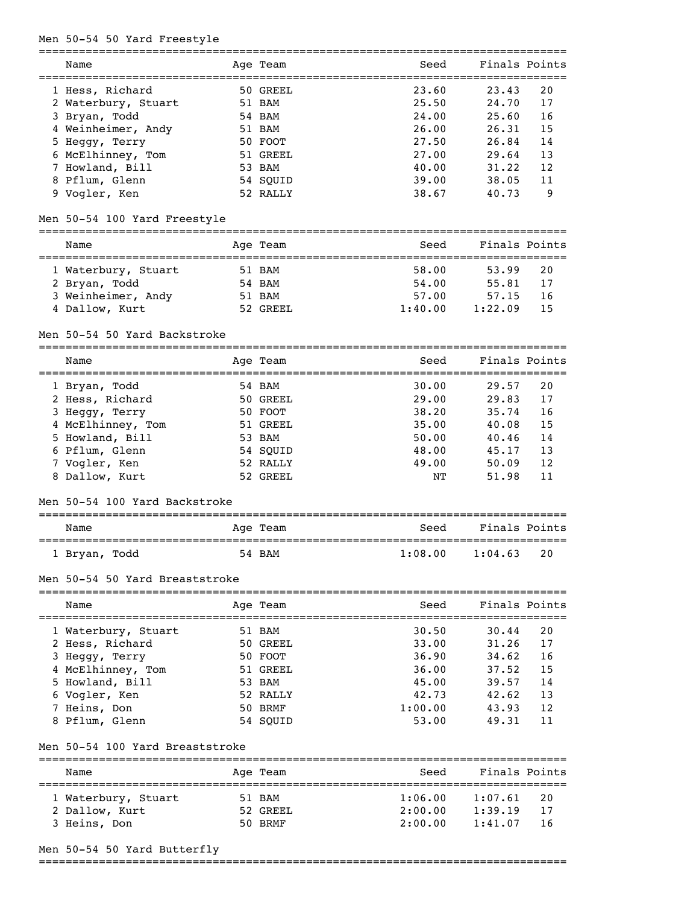## Men 50-54 50 Yard Freestyle

| | Name | Age | Team | Seed | Finals | Points |
|---|---|---|---|---|---|---|
| 1 | Hess, Richard | 50 | GREEL | 23.60 | 23.43 | 20 |
| 2 | Waterbury, Stuart | 51 | BAM | 25.50 | 24.70 | 17 |
| 3 | Bryan, Todd | 54 | BAM | 24.00 | 25.60 | 16 |
| 4 | Weinheimer, Andy | 51 | BAM | 26.00 | 26.31 | 15 |
| 5 | Heggy, Terry | 50 | FOOT | 27.50 | 26.84 | 14 |
| 6 | McElhinney, Tom | 51 | GREEL | 27.00 | 29.64 | 13 |
| 7 | Howland, Bill | 53 | BAM | 40.00 | 31.22 | 12 |
| 8 | Pflum, Glenn | 54 | SQUID | 39.00 | 38.05 | 11 |
| 9 | Vogler, Ken | 52 | RALLY | 38.67 | 40.73 | 9 |

## Men 50-54 100 Yard Freestyle

| | Name | Age | Team | Seed | Finals | Points |
|---|---|---|---|---|---|---|
| 1 | Waterbury, Stuart | 51 | BAM | 58.00 | 53.99 | 20 |
| 2 | Bryan, Todd | 54 | BAM | 54.00 | 55.81 | 17 |
| 3 | Weinheimer, Andy | 51 | BAM | 57.00 | 57.15 | 16 |
| 4 | Dallow, Kurt | 52 | GREEL | 1:40.00 | 1:22.09 | 15 |

## Men 50-54 50 Yard Backstroke

| | Name | Age | Team | Seed | Finals | Points |
|---|---|---|---|---|---|---|
| 1 | Bryan, Todd | 54 | BAM | 30.00 | 29.57 | 20 |
| 2 | Hess, Richard | 50 | GREEL | 29.00 | 29.83 | 17 |
| 3 | Heggy, Terry | 50 | FOOT | 38.20 | 35.74 | 16 |
| 4 | McElhinney, Tom | 51 | GREEL | 35.00 | 40.08 | 15 |
| 5 | Howland, Bill | 53 | BAM | 50.00 | 40.46 | 14 |
| 6 | Pflum, Glenn | 54 | SQUID | 48.00 | 45.17 | 13 |
| 7 | Vogler, Ken | 52 | RALLY | 49.00 | 50.09 | 12 |
| 8 | Dallow, Kurt | 52 | GREEL | NT | 51.98 | 11 |

## Men 50-54 100 Yard Backstroke

| | Name | Age | Team | Seed | Finals | Points |
|---|---|---|---|---|---|---|
| 1 | Bryan, Todd | 54 | BAM | 1:08.00 | 1:04.63 | 20 |

## Men 50-54 50 Yard Breaststroke

| | Name | Age | Team | Seed | Finals | Points |
|---|---|---|---|---|---|---|
| 1 | Waterbury, Stuart | 51 | BAM | 30.50 | 30.44 | 20 |
| 2 | Hess, Richard | 50 | GREEL | 33.00 | 31.26 | 17 |
| 3 | Heggy, Terry | 50 | FOOT | 36.90 | 34.62 | 16 |
| 4 | McElhinney, Tom | 51 | GREEL | 36.00 | 37.52 | 15 |
| 5 | Howland, Bill | 53 | BAM | 45.00 | 39.57 | 14 |
| 6 | Vogler, Ken | 52 | RALLY | 42.73 | 42.62 | 13 |
| 7 | Heins, Don | 50 | BRMF | 1:00.00 | 43.93 | 12 |
| 8 | Pflum, Glenn | 54 | SQUID | 53.00 | 49.31 | 11 |

## Men 50-54 100 Yard Breaststroke

| | Name | Age | Team | Seed | Finals | Points |
|---|---|---|---|---|---|---|
| 1 | Waterbury, Stuart | 51 | BAM | 1:06.00 | 1:07.61 | 20 |
| 2 | Dallow, Kurt | 52 | GREEL | 2:00.00 | 1:39.19 | 17 |
| 3 | Heins, Don | 50 | BRMF | 2:00.00 | 1:41.07 | 16 |

## Men 50-54 50 Yard Butterfly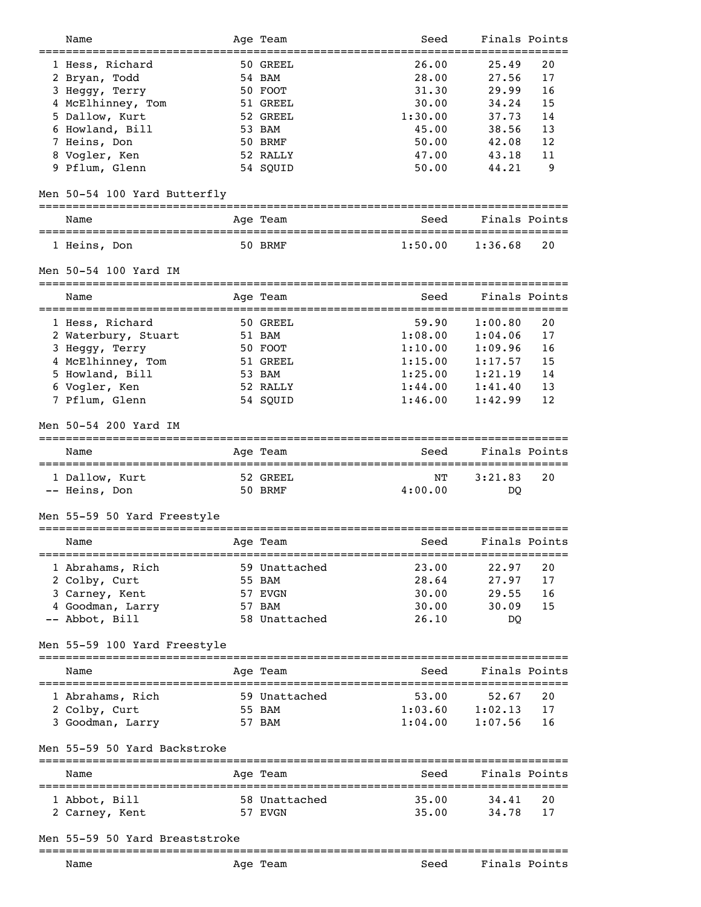| | Name | Age | Team | Seed | Finals | Points |
|---|---|---|---|---|---|---|
| 1 | Hess, Richard | 50 | GREEL | 26.00 | 25.49 | 20 |
| 2 | Bryan, Todd | 54 | BAM | 28.00 | 27.56 | 17 |
| 3 | Heggy, Terry | 50 | FOOT | 31.30 | 29.99 | 16 |
| 4 | McElhinney, Tom | 51 | GREEL | 30.00 | 34.24 | 15 |
| 5 | Dallow, Kurt | 52 | GREEL | 1:30.00 | 37.73 | 14 |
| 6 | Howland, Bill | 53 | BAM | 45.00 | 38.56 | 13 |
| 7 | Heins, Don | 50 | BRMF | 50.00 | 42.08 | 12 |
| 8 | Vogler, Ken | 52 | RALLY | 47.00 | 43.18 | 11 |
| 9 | Pflum, Glenn | 54 | SQUID | 50.00 | 44.21 | 9 |

Men 50-54 100 Yard Butterfly

| | Name | Age | Team | Seed | Finals | Points |
|---|---|---|---|---|---|---|
| 1 | Heins, Don | 50 | BRMF | 1:50.00 | 1:36.68 | 20 |

Men 50-54 100 Yard IM

| | Name | Age | Team | Seed | Finals | Points |
|---|---|---|---|---|---|---|
| 1 | Hess, Richard | 50 | GREEL | 59.90 | 1:00.80 | 20 |
| 2 | Waterbury, Stuart | 51 | BAM | 1:08.00 | 1:04.06 | 17 |
| 3 | Heggy, Terry | 50 | FOOT | 1:10.00 | 1:09.96 | 16 |
| 4 | McElhinney, Tom | 51 | GREEL | 1:15.00 | 1:17.57 | 15 |
| 5 | Howland, Bill | 53 | BAM | 1:25.00 | 1:21.19 | 14 |
| 6 | Vogler, Ken | 52 | RALLY | 1:44.00 | 1:41.40 | 13 |
| 7 | Pflum, Glenn | 54 | SQUID | 1:46.00 | 1:42.99 | 12 |

Men 50-54 200 Yard IM

| | Name | Age | Team | Seed | Finals | Points |
|---|---|---|---|---|---|---|
| 1 | Dallow, Kurt | 52 | GREEL | NT | 3:21.83 | 20 |
| -- | Heins, Don | 50 | BRMF | 4:00.00 | DQ | |

Men 55-59 50 Yard Freestyle

| | Name | Age | Team | Seed | Finals | Points |
|---|---|---|---|---|---|---|
| 1 | Abrahams, Rich | 59 | Unattached | 23.00 | 22.97 | 20 |
| 2 | Colby, Curt | 55 | BAM | 28.64 | 27.97 | 17 |
| 3 | Carney, Kent | 57 | EVGN | 30.00 | 29.55 | 16 |
| 4 | Goodman, Larry | 57 | BAM | 30.00 | 30.09 | 15 |
| -- | Abbot, Bill | 58 | Unattached | 26.10 | DQ | |

Men 55-59 100 Yard Freestyle

| | Name | Age | Team | Seed | Finals | Points |
|---|---|---|---|---|---|---|
| 1 | Abrahams, Rich | 59 | Unattached | 53.00 | 52.67 | 20 |
| 2 | Colby, Curt | 55 | BAM | 1:03.60 | 1:02.13 | 17 |
| 3 | Goodman, Larry | 57 | BAM | 1:04.00 | 1:07.56 | 16 |

Men 55-59 50 Yard Backstroke

| | Name | Age | Team | Seed | Finals | Points |
|---|---|---|---|---|---|---|
| 1 | Abbot, Bill | 58 | Unattached | 35.00 | 34.41 | 20 |
| 2 | Carney, Kent | 57 | EVGN | 35.00 | 34.78 | 17 |

Men 55-59 50 Yard Breaststroke

| | Name | Age | Team | Seed | Finals | Points |
|---|---|---|---|---|---|---|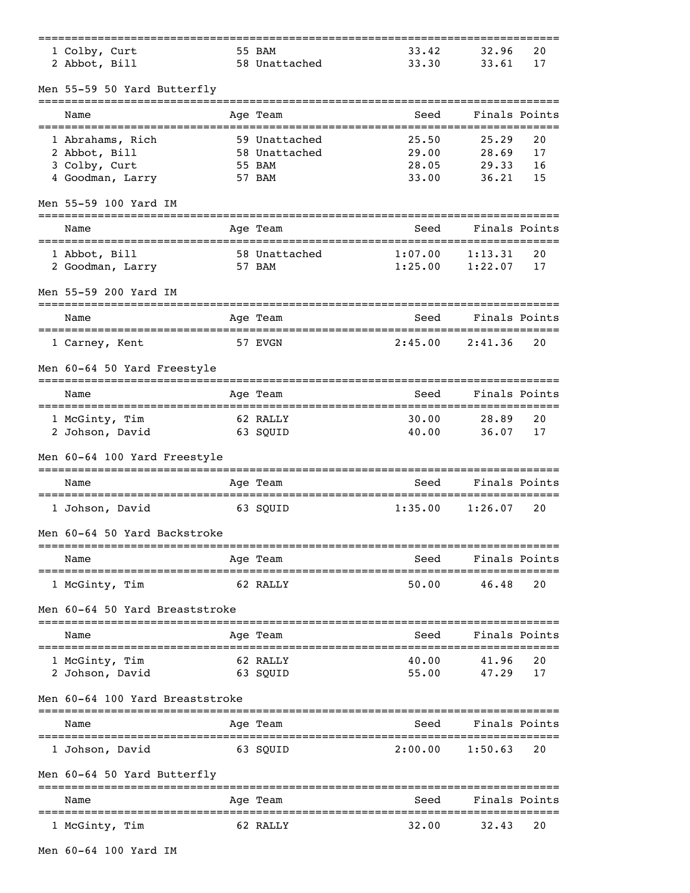| | Name | Age | Team | Seed | Finals | Points |
|---|---|---|---|---|---|---|
| 1 | Colby, Curt | 55 | BAM | 33.42 | 32.96 | 20 |
| 2 | Abbot, Bill | 58 | Unattached | 33.30 | 33.61 | 17 |

Men 55-59 50 Yard Butterfly

| | Name | Age | Team | Seed | Finals | Points |
|---|---|---|---|---|---|---|
| 1 | Abrahams, Rich | 59 | Unattached | 25.50 | 25.29 | 20 |
| 2 | Abbot, Bill | 58 | Unattached | 29.00 | 28.69 | 17 |
| 3 | Colby, Curt | 55 | BAM | 28.05 | 29.33 | 16 |
| 4 | Goodman, Larry | 57 | BAM | 33.00 | 36.21 | 15 |

Men 55-59 100 Yard IM

| | Name | Age | Team | Seed | Finals | Points |
|---|---|---|---|---|---|---|
| 1 | Abbot, Bill | 58 | Unattached | 1:07.00 | 1:13.31 | 20 |
| 2 | Goodman, Larry | 57 | BAM | 1:25.00 | 1:22.07 | 17 |

Men 55-59 200 Yard IM

| | Name | Age | Team | Seed | Finals | Points |
|---|---|---|---|---|---|---|
| 1 | Carney, Kent | 57 | EVGN | 2:45.00 | 2:41.36 | 20 |

Men 60-64 50 Yard Freestyle

| | Name | Age | Team | Seed | Finals | Points |
|---|---|---|---|---|---|---|
| 1 | McGinty, Tim | 62 | RALLY | 30.00 | 28.89 | 20 |
| 2 | Johson, David | 63 | SQUID | 40.00 | 36.07 | 17 |

Men 60-64 100 Yard Freestyle

| | Name | Age | Team | Seed | Finals | Points |
|---|---|---|---|---|---|---|
| 1 | Johson, David | 63 | SQUID | 1:35.00 | 1:26.07 | 20 |

Men 60-64 50 Yard Backstroke

| | Name | Age | Team | Seed | Finals | Points |
|---|---|---|---|---|---|---|
| 1 | McGinty, Tim | 62 | RALLY | 50.00 | 46.48 | 20 |

Men 60-64 50 Yard Breaststroke

| | Name | Age | Team | Seed | Finals | Points |
|---|---|---|---|---|---|---|
| 1 | McGinty, Tim | 62 | RALLY | 40.00 | 41.96 | 20 |
| 2 | Johson, David | 63 | SQUID | 55.00 | 47.29 | 17 |

Men 60-64 100 Yard Breaststroke

| | Name | Age | Team | Seed | Finals | Points |
|---|---|---|---|---|---|---|
| 1 | Johson, David | 63 | SQUID | 2:00.00 | 1:50.63 | 20 |

Men 60-64 50 Yard Butterfly

| | Name | Age | Team | Seed | Finals | Points |
|---|---|---|---|---|---|---|
| 1 | McGinty, Tim | 62 | RALLY | 32.00 | 32.43 | 20 |

Men 60-64 100 Yard IM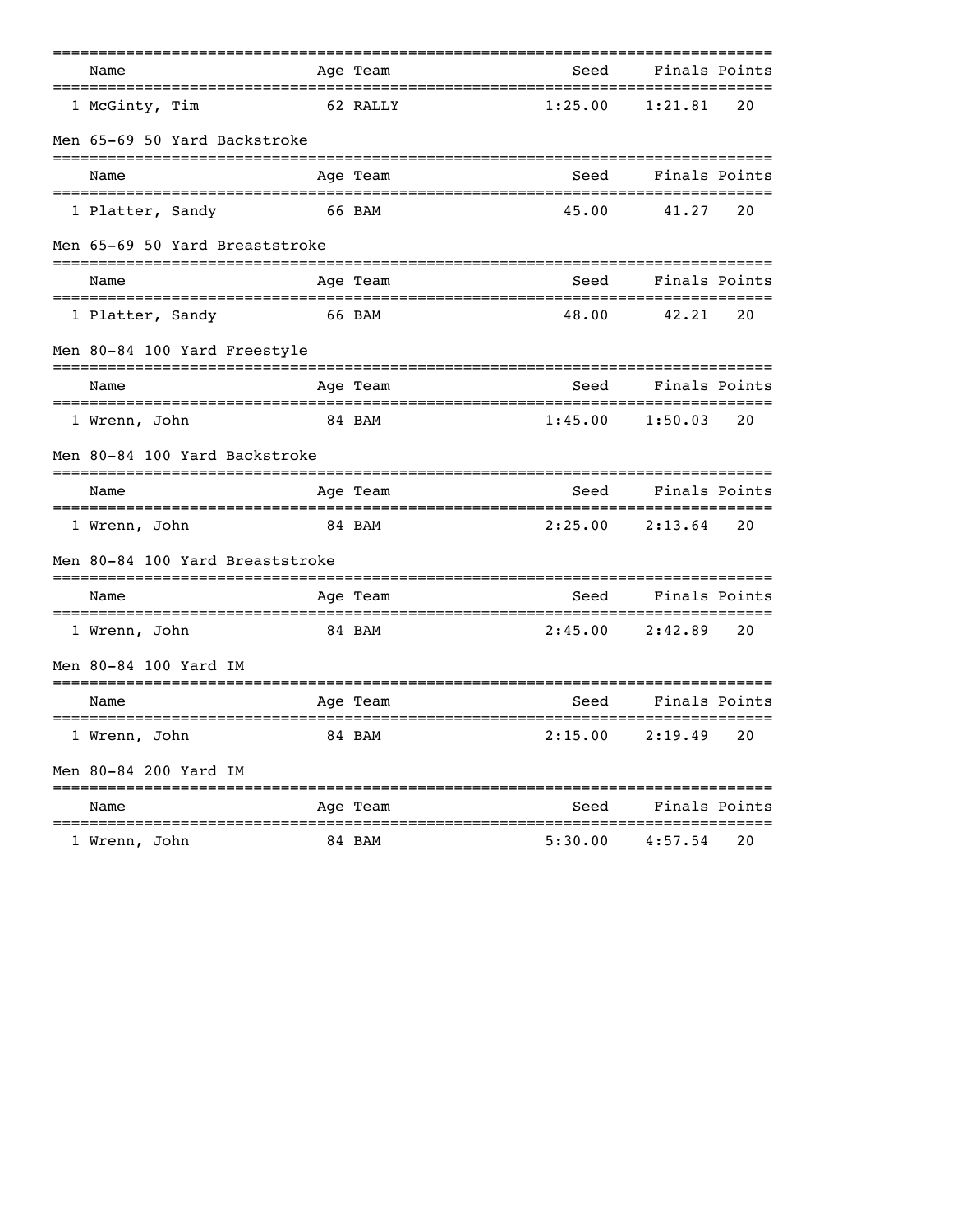| Name | Age | Team | Seed | Finals | Points |
|---|---|---|---|---|---|
| 1 McGinty, Tim | 62 | RALLY | 1:25.00 | 1:21.81 | 20 |

### Men 65-69 50 Yard Backstroke

| Name | Age | Team | Seed | Finals | Points |
|---|---|---|---|---|---|
| 1 Platter, Sandy | 66 | BAM | 45.00 | 41.27 | 20 |

### Men 65-69 50 Yard Breaststroke

| Name | Age | Team | Seed | Finals | Points |
|---|---|---|---|---|---|
| 1 Platter, Sandy | 66 | BAM | 48.00 | 42.21 | 20 |

### Men 80-84 100 Yard Freestyle

| Name | Age | Team | Seed | Finals | Points |
|---|---|---|---|---|---|
| 1 Wrenn, John | 84 | BAM | 1:45.00 | 1:50.03 | 20 |

### Men 80-84 100 Yard Backstroke

| Name | Age | Team | Seed | Finals | Points |
|---|---|---|---|---|---|
| 1 Wrenn, John | 84 | BAM | 2:25.00 | 2:13.64 | 20 |

### Men 80-84 100 Yard Breaststroke

| Name | Age | Team | Seed | Finals | Points |
|---|---|---|---|---|---|
| 1 Wrenn, John | 84 | BAM | 2:45.00 | 2:42.89 | 20 |

### Men 80-84 100 Yard IM

| Name | Age | Team | Seed | Finals | Points |
|---|---|---|---|---|---|
| 1 Wrenn, John | 84 | BAM | 2:15.00 | 2:19.49 | 20 |

### Men 80-84 200 Yard IM

| Name | Age | Team | Seed | Finals | Points |
|---|---|---|---|---|---|
| 1 Wrenn, John | 84 | BAM | 5:30.00 | 4:57.54 | 20 |